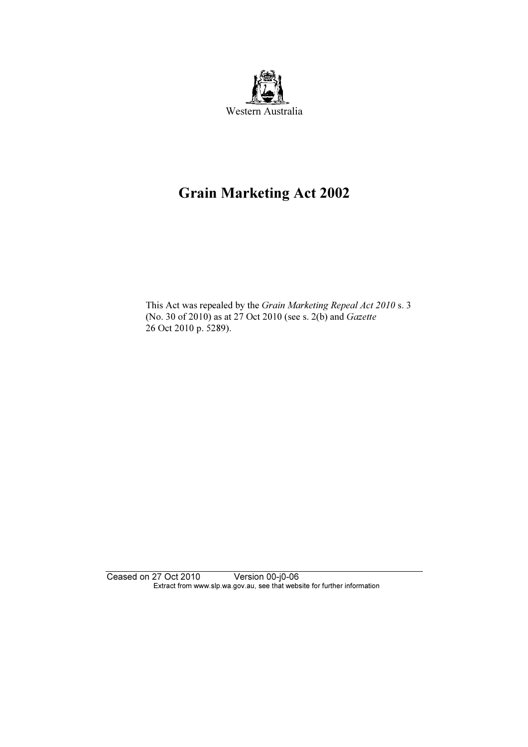Western Australia

# Grain Marketing Act 2002

This Act was repealed by the *Grain Marketing Repeal Act 2010* s. 3 (No. 30 of 2010) as at 27 Oct 2010 (see s. 2(b) and *Gazette* 26 Oct 2010 p. 5289).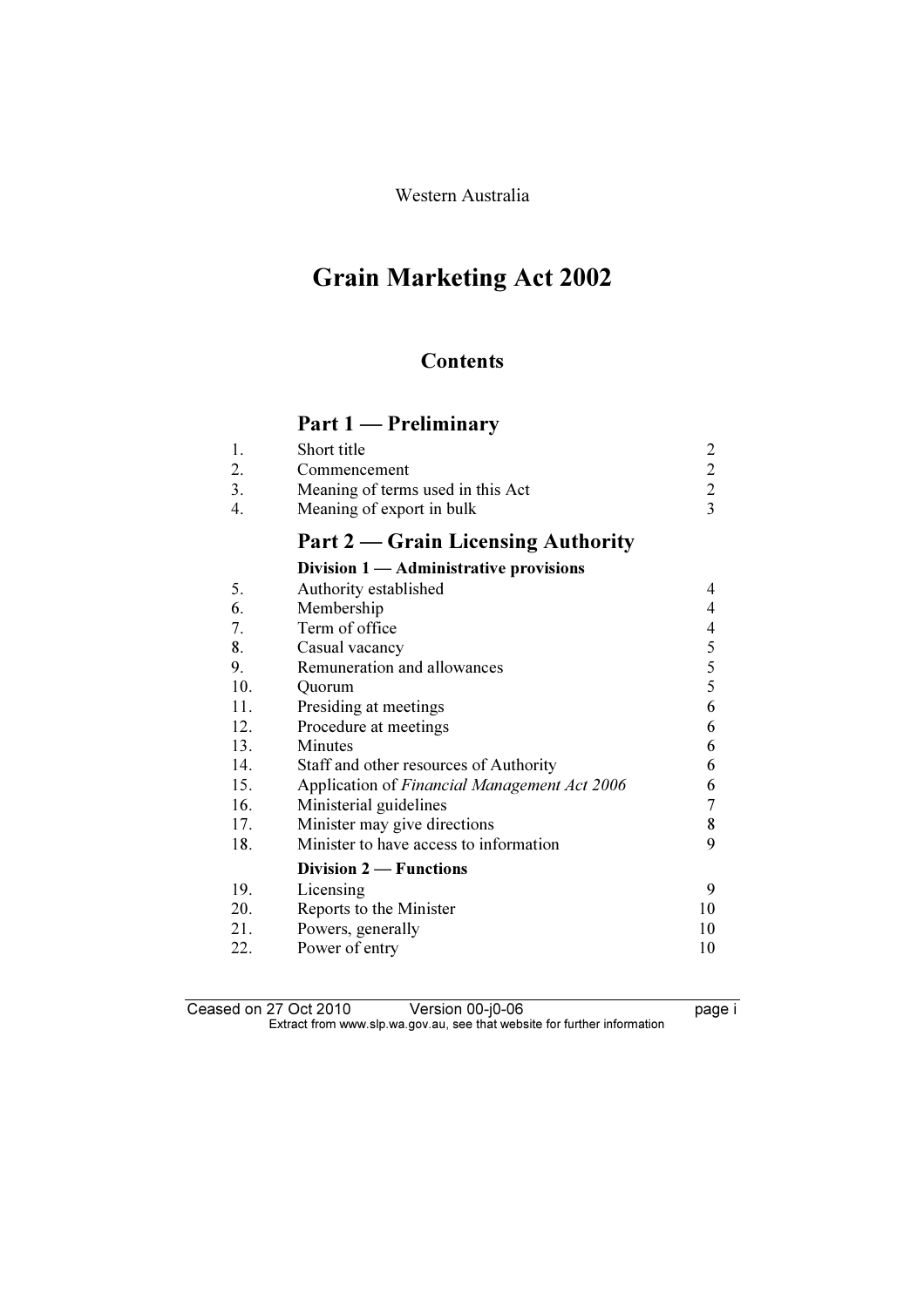Western Australia

# Grain Marketing Act 2002

## Contents

### Part 1 — Preliminary

| | | |
|---|---|---|
| 1. | Short title | 2 |
| 2. | Commencement | 2 |
| 3. | Meaning of terms used in this Act | 2 |
| 4. | Meaning of export in bulk | 3 |

### Part 2 — Grain Licensing Authority

**Division 1 — Administrative provisions**

| | | |
|---|---|---|
| 5. | Authority established | 4 |
| 6. | Membership | 4 |
| 7. | Term of office | 4 |
| 8. | Casual vacancy | 5 |
| 9. | Remuneration and allowances | 5 |
| 10. | Quorum | 5 |
| 11. | Presiding at meetings | 6 |
| 12. | Procedure at meetings | 6 |
| 13. | Minutes | 6 |
| 14. | Staff and other resources of Authority | 6 |
| 15. | Application of *Financial Management Act 2006* | 6 |
| 16. | Ministerial guidelines | 7 |
| 17. | Minister may give directions | 8 |
| 18. | Minister to have access to information | 9 |

**Division 2 — Functions**

| | | |
|---|---|---|
| 19. | Licensing | 9 |
| 20. | Reports to the Minister | 10 |
| 21. | Powers, generally | 10 |
| 22. | Power of entry | 10 |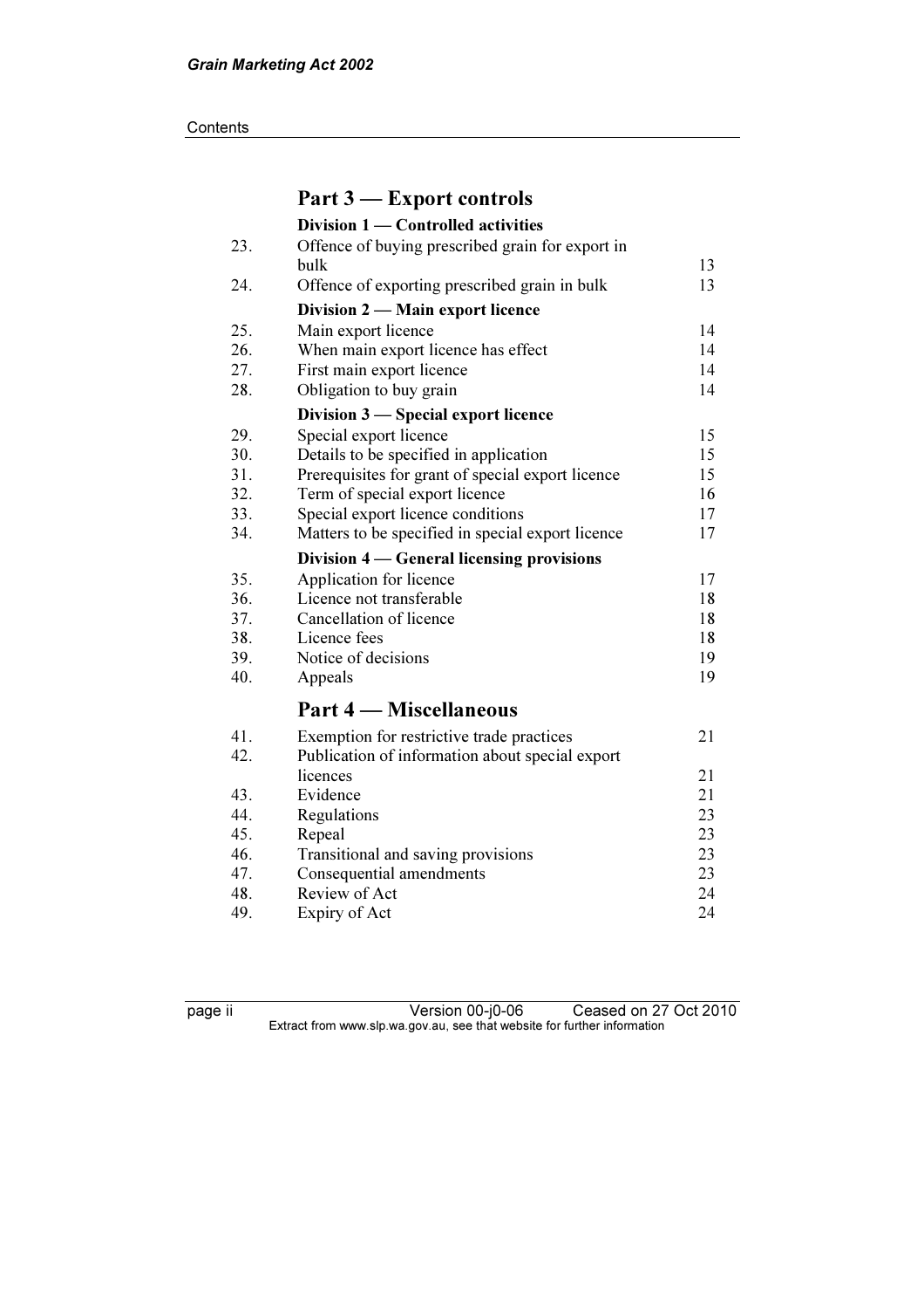## Part 3 — Export controls

### Division 1 — Controlled activities

| | | |
|---|---|---|
| 23. | Offence of buying prescribed grain for export in bulk | 13 |
| 24. | Offence of exporting prescribed grain in bulk | 13 |

### Division 2 — Main export licence

| | | |
|---|---|---|
| 25. | Main export licence | 14 |
| 26. | When main export licence has effect | 14 |
| 27. | First main export licence | 14 |
| 28. | Obligation to buy grain | 14 |

### Division 3 — Special export licence

| | | |
|---|---|---|
| 29. | Special export licence | 15 |
| 30. | Details to be specified in application | 15 |
| 31. | Prerequisites for grant of special export licence | 15 |
| 32. | Term of special export licence | 16 |
| 33. | Special export licence conditions | 17 |
| 34. | Matters to be specified in special export licence | 17 |

### Division 4 — General licensing provisions

| | | |
|---|---|---|
| 35. | Application for licence | 17 |
| 36. | Licence not transferable | 18 |
| 37. | Cancellation of licence | 18 |
| 38. | Licence fees | 18 |
| 39. | Notice of decisions | 19 |
| 40. | Appeals | 19 |

## Part 4 — Miscellaneous

| | | |
|---|---|---|
| 41. | Exemption for restrictive trade practices | 21 |
| 42. | Publication of information about special export licences | 21 |
| 43. | Evidence | 21 |
| 44. | Regulations | 23 |
| 45. | Repeal | 23 |
| 46. | Transitional and saving provisions | 23 |
| 47. | Consequential amendments | 23 |
| 48. | Review of Act | 24 |
| 49. | Expiry of Act | 24 |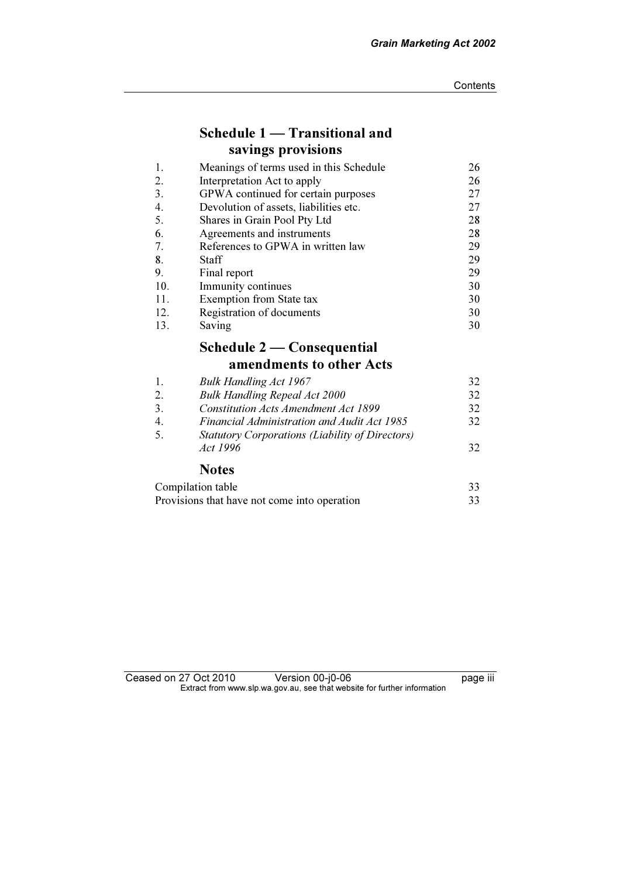## Schedule 1 — Transitional and savings provisions

| | | |
|---|---|---|
| 1. | Meanings of terms used in this Schedule | 26 |
| 2. | Interpretation Act to apply | 26 |
| 3. | GPWA continued for certain purposes | 27 |
| 4. | Devolution of assets, liabilities etc. | 27 |
| 5. | Shares in Grain Pool Pty Ltd | 28 |
| 6. | Agreements and instruments | 28 |
| 7. | References to GPWA in written law | 29 |
| 8. | Staff | 29 |
| 9. | Final report | 29 |
| 10. | Immunity continues | 30 |
| 11. | Exemption from State tax | 30 |
| 12. | Registration of documents | 30 |
| 13. | Saving | 30 |

## Schedule 2 — Consequential amendments to other Acts

| | | |
|---|---|---|
| 1. | *Bulk Handling Act 1967* | 32 |
| 2. | *Bulk Handling Repeal Act 2000* | 32 |
| 3. | *Constitution Acts Amendment Act 1899* | 32 |
| 4. | *Financial Administration and Audit Act 1985* | 32 |
| 5. | *Statutory Corporations (Liability of Directors) Act 1996* | 32 |

## Notes

| | |
|---|---|
| Compilation table | 33 |
| Provisions that have not come into operation | 33 |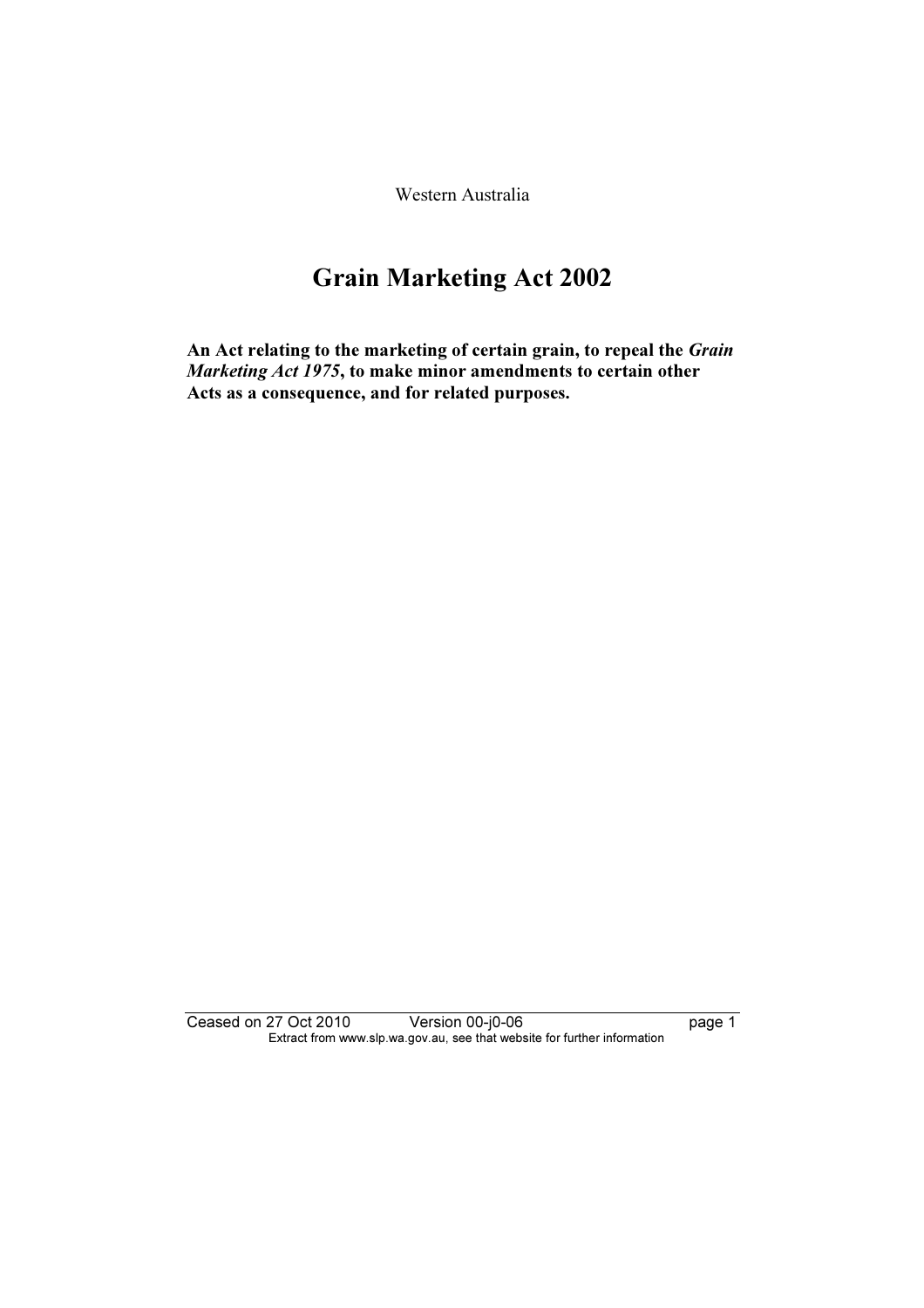Western Australia

# Grain Marketing Act 2002

**An Act relating to the marketing of certain grain, to repeal the *Grain Marketing Act 1975*, to make minor amendments to certain other Acts as a consequence, and for related purposes.**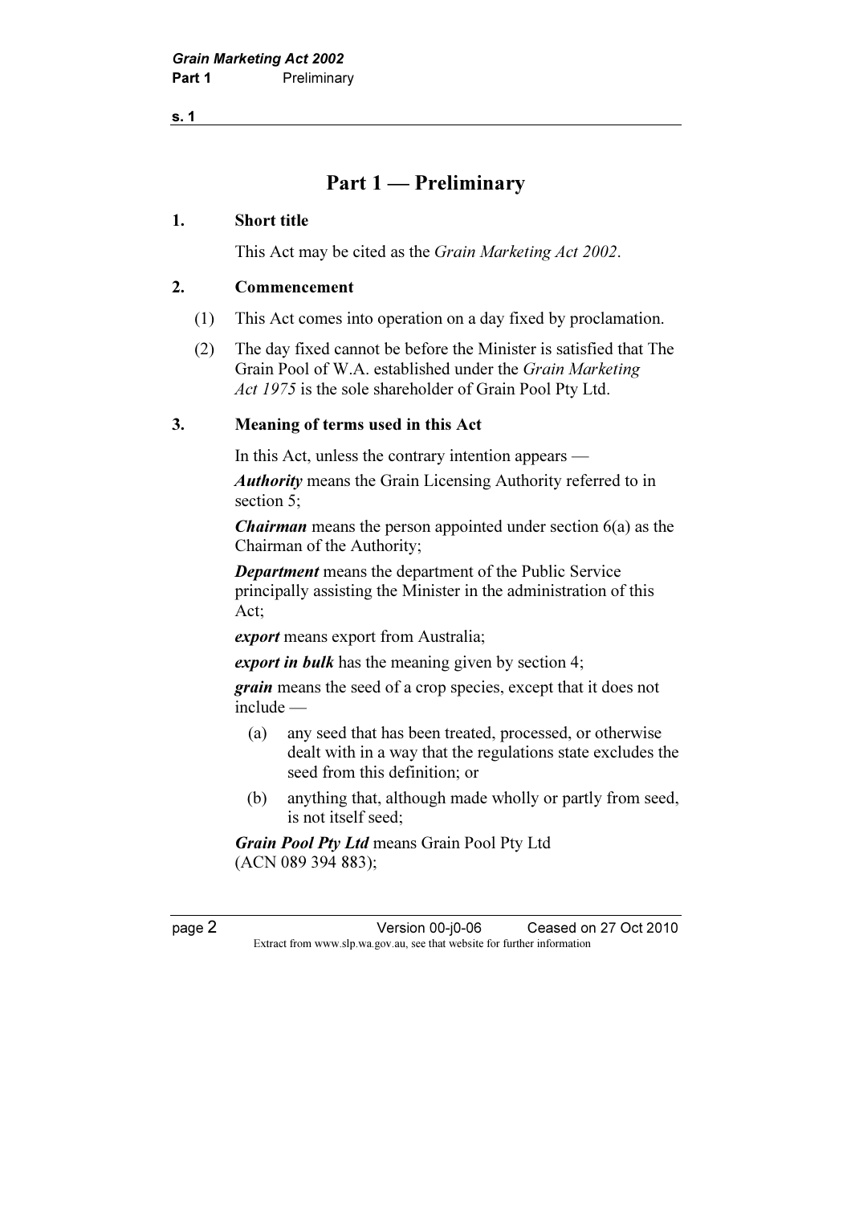# Part 1 — Preliminary

## 1. Short title

This Act may be cited as the *Grain Marketing Act 2002*.

## 2. Commencement

(1) This Act comes into operation on a day fixed by proclamation.

(2) The day fixed cannot be before the Minister is satisfied that The Grain Pool of W.A. established under the *Grain Marketing Act 1975* is the sole shareholder of Grain Pool Pty Ltd.

## 3. Meaning of terms used in this Act

In this Act, unless the contrary intention appears —

***Authority*** means the Grain Licensing Authority referred to in section 5;

***Chairman*** means the person appointed under section 6(a) as the Chairman of the Authority;

***Department*** means the department of the Public Service principally assisting the Minister in the administration of this Act;

***export*** means export from Australia;

***export in bulk*** has the meaning given by section 4;

***grain*** means the seed of a crop species, except that it does not include —

- (a) any seed that has been treated, processed, or otherwise dealt with in a way that the regulations state excludes the seed from this definition; or
- (b) anything that, although made wholly or partly from seed, is not itself seed;

***Grain Pool Pty Ltd*** means Grain Pool Pty Ltd (ACN 089 394 883);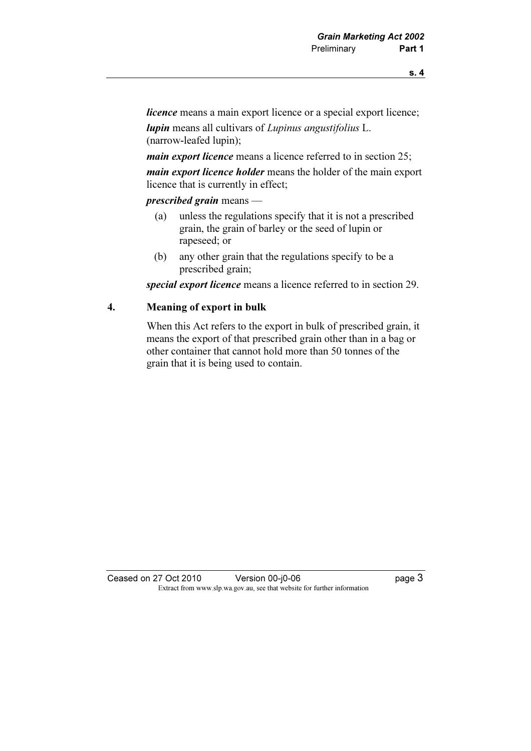***licence*** means a main export licence or a special export licence;

***lupin*** means all cultivars of *Lupinus angustifolius* L. (narrow-leafed lupin);

***main export licence*** means a licence referred to in section 25;

***main export licence holder*** means the holder of the main export licence that is currently in effect;

***prescribed grain*** means —

(a) unless the regulations specify that it is not a prescribed grain, the grain of barley or the seed of lupin or rapeseed; or

(b) any other grain that the regulations specify to be a prescribed grain;

***special export licence*** means a licence referred to in section 29.

## 4. Meaning of export in bulk

When this Act refers to the export in bulk of prescribed grain, it means the export of that prescribed grain other than in a bag or other container that cannot hold more than 50 tonnes of the grain that it is being used to contain.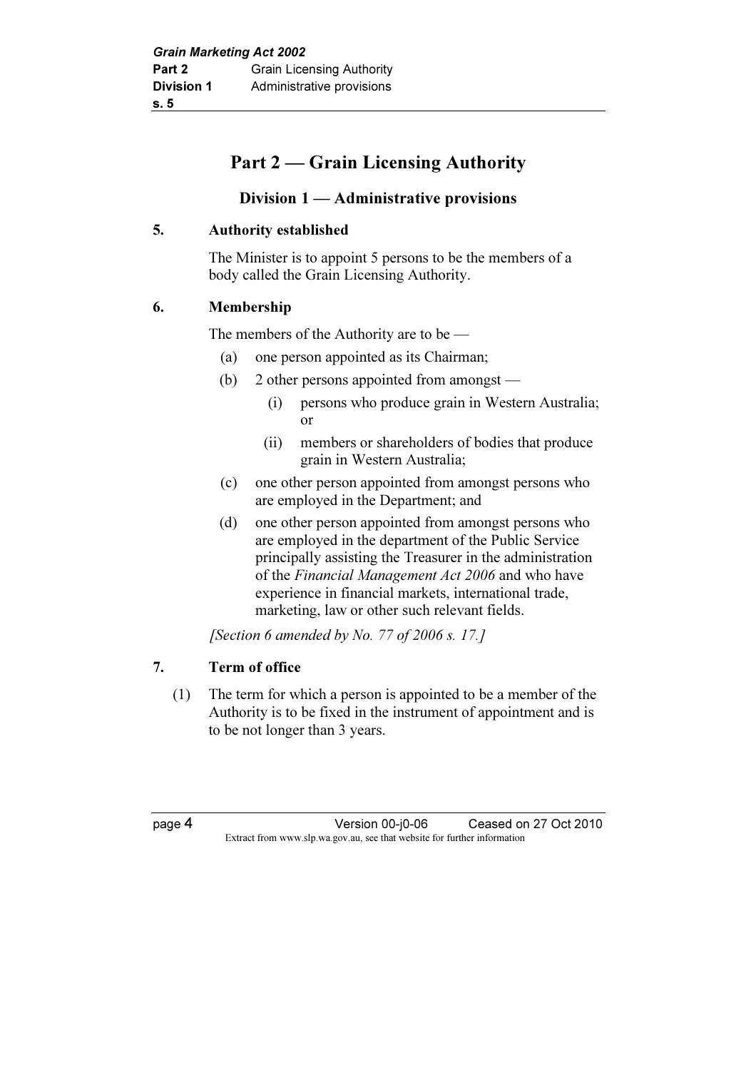# Part 2 — Grain Licensing Authority

## Division 1 — Administrative provisions

### 5. Authority established

The Minister is to appoint 5 persons to be the members of a body called the Grain Licensing Authority.

### 6. Membership

The members of the Authority are to be —

- (a) one person appointed as its Chairman;
- (b) 2 other persons appointed from amongst —
  - (i) persons who produce grain in Western Australia; or
  - (ii) members or shareholders of bodies that produce grain in Western Australia;
- (c) one other person appointed from amongst persons who are employed in the Department; and
- (d) one other person appointed from amongst persons who are employed in the department of the Public Service principally assisting the Treasurer in the administration of the *Financial Management Act 2006* and who have experience in financial markets, international trade, marketing, law or other such relevant fields.

*[Section 6 amended by No. 77 of 2006 s. 17.]*

### 7. Term of office

(1) The term for which a person is appointed to be a member of the Authority is to be fixed in the instrument of appointment and is to be not longer than 3 years.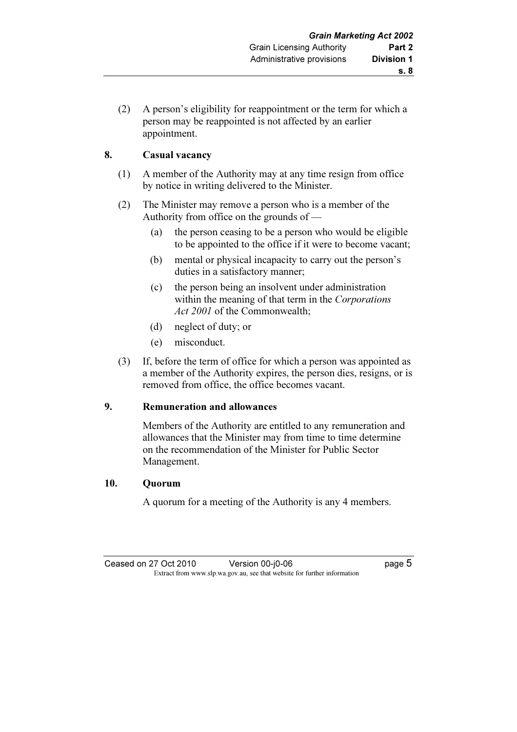(2) A person's eligibility for reappointment or the term for which a person may be reappointed is not affected by an earlier appointment.

**8. Casual vacancy**

(1) A member of the Authority may at any time resign from office by notice in writing delivered to the Minister.

(2) The Minister may remove a person who is a member of the Authority from office on the grounds of —

- (a) the person ceasing to be a person who would be eligible to be appointed to the office if it were to become vacant;
- (b) mental or physical incapacity to carry out the person's duties in a satisfactory manner;
- (c) the person being an insolvent under administration within the meaning of that term in the *Corporations Act 2001* of the Commonwealth;
- (d) neglect of duty; or
- (e) misconduct.

(3) If, before the term of office for which a person was appointed as a member of the Authority expires, the person dies, resigns, or is removed from office, the office becomes vacant.

**9. Remuneration and allowances**

Members of the Authority are entitled to any remuneration and allowances that the Minister may from time to time determine on the recommendation of the Minister for Public Sector Management.

**10. Quorum**

A quorum for a meeting of the Authority is any 4 members.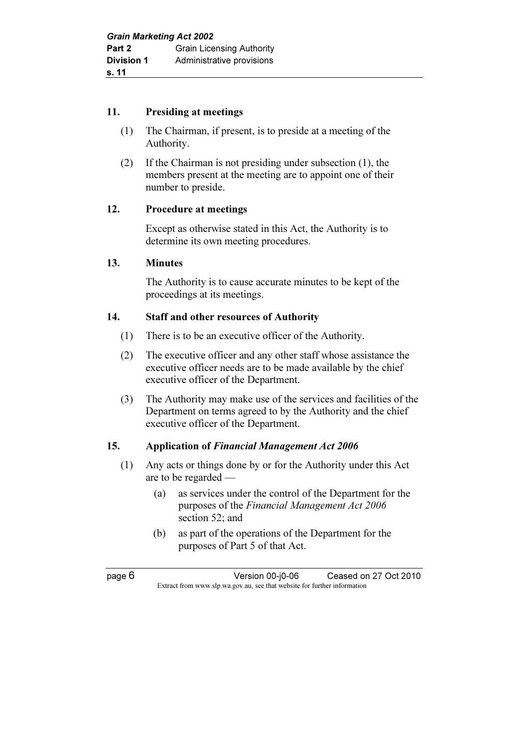#### 11. Presiding at meetings

(1) The Chairman, if present, is to preside at a meeting of the Authority.

(2) If the Chairman is not presiding under subsection (1), the members present at the meeting are to appoint one of their number to preside.

#### 12. Procedure at meetings

Except as otherwise stated in this Act, the Authority is to determine its own meeting procedures.

#### 13. Minutes

The Authority is to cause accurate minutes to be kept of the proceedings at its meetings.

#### 14. Staff and other resources of Authority

(1) There is to be an executive officer of the Authority.

(2) The executive officer and any other staff whose assistance the executive officer needs are to be made available by the chief executive officer of the Department.

(3) The Authority may make use of the services and facilities of the Department on terms agreed to by the Authority and the chief executive officer of the Department.

#### 15. Application of *Financial Management Act 2006*

(1) Any acts or things done by or for the Authority under this Act are to be regarded —

(a) as services under the control of the Department for the purposes of the *Financial Management Act 2006* section 52; and

(b) as part of the operations of the Department for the purposes of Part 5 of that Act.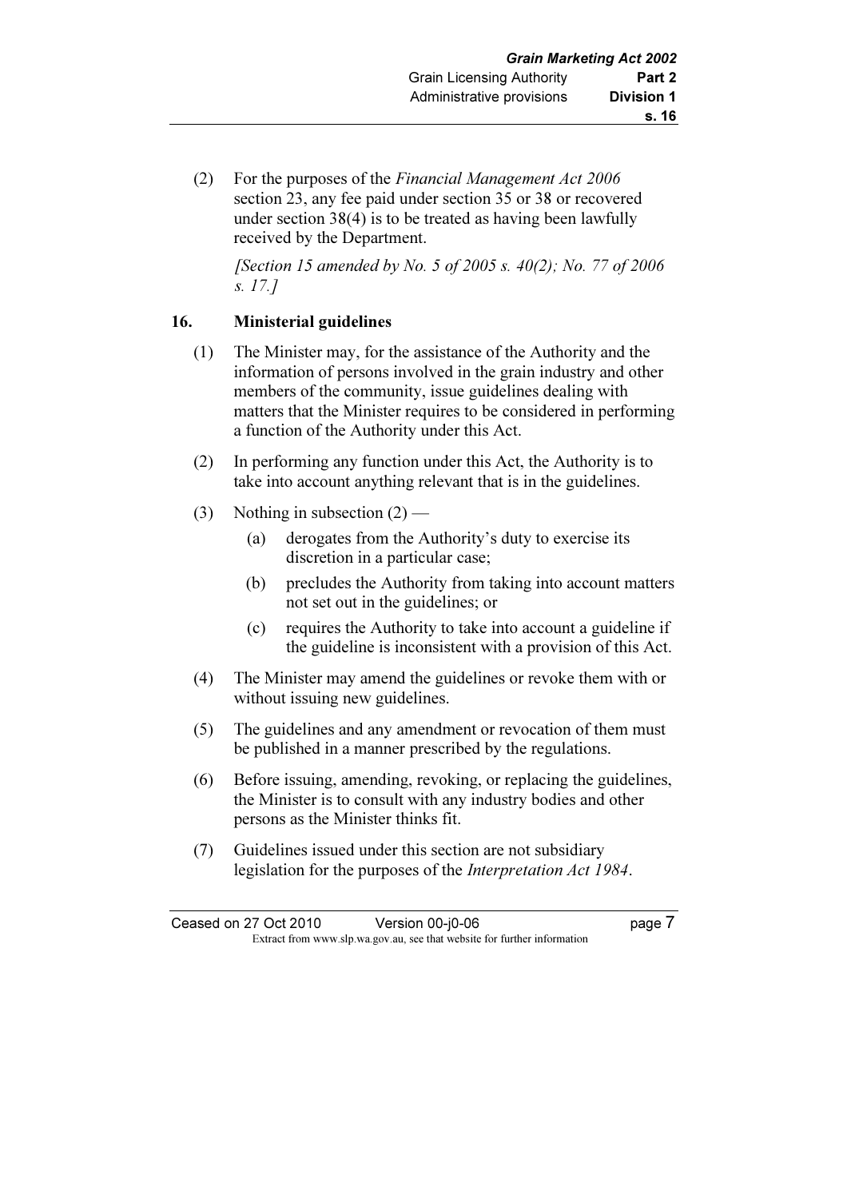(2) For the purposes of the *Financial Management Act 2006* section 23, any fee paid under section 35 or 38 or recovered under section 38(4) is to be treated as having been lawfully received by the Department.

*[Section 15 amended by No. 5 of 2005 s. 40(2); No. 77 of 2006 s. 17.]*

## 16. Ministerial guidelines

(1) The Minister may, for the assistance of the Authority and the information of persons involved in the grain industry and other members of the community, issue guidelines dealing with matters that the Minister requires to be considered in performing a function of the Authority under this Act.

(2) In performing any function under this Act, the Authority is to take into account anything relevant that is in the guidelines.

(3) Nothing in subsection (2) —

  (a) derogates from the Authority's duty to exercise its discretion in a particular case;

  (b) precludes the Authority from taking into account matters not set out in the guidelines; or

  (c) requires the Authority to take into account a guideline if the guideline is inconsistent with a provision of this Act.

(4) The Minister may amend the guidelines or revoke them with or without issuing new guidelines.

(5) The guidelines and any amendment or revocation of them must be published in a manner prescribed by the regulations.

(6) Before issuing, amending, revoking, or replacing the guidelines, the Minister is to consult with any industry bodies and other persons as the Minister thinks fit.

(7) Guidelines issued under this section are not subsidiary legislation for the purposes of the *Interpretation Act 1984*.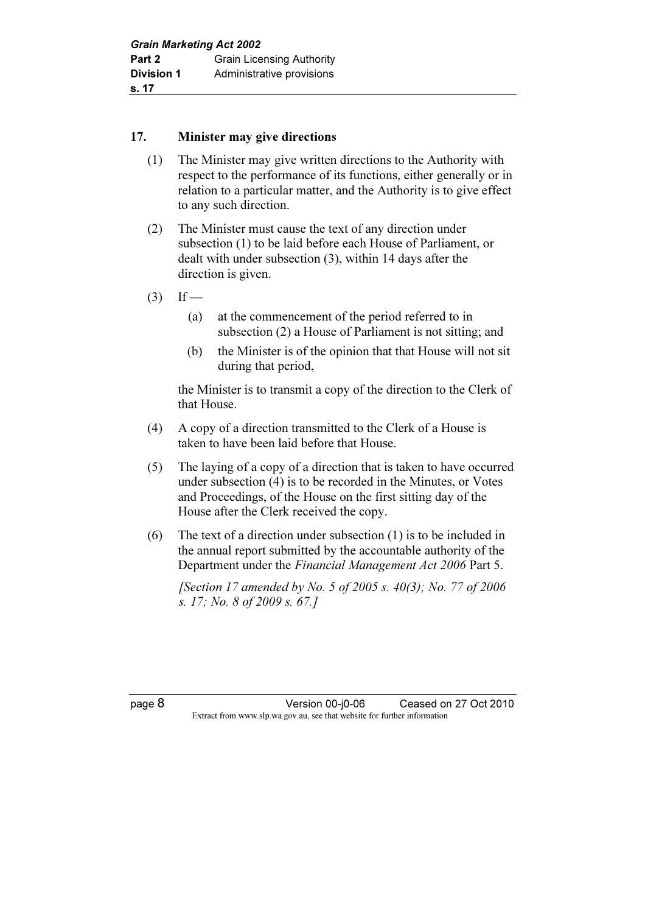### 17. Minister may give directions

(1) The Minister may give written directions to the Authority with respect to the performance of its functions, either generally or in relation to a particular matter, and the Authority is to give effect to any such direction.

(2) The Minister must cause the text of any direction under subsection (1) to be laid before each House of Parliament, or dealt with under subsection (3), within 14 days after the direction is given.

(3) If —

(a) at the commencement of the period referred to in subsection (2) a House of Parliament is not sitting; and

(b) the Minister is of the opinion that that House will not sit during that period,

the Minister is to transmit a copy of the direction to the Clerk of that House.

(4) A copy of a direction transmitted to the Clerk of a House is taken to have been laid before that House.

(5) The laying of a copy of a direction that is taken to have occurred under subsection (4) is to be recorded in the Minutes, or Votes and Proceedings, of the House on the first sitting day of the House after the Clerk received the copy.

(6) The text of a direction under subsection (1) is to be included in the annual report submitted by the accountable authority of the Department under the *Financial Management Act 2006* Part 5.

*[Section 17 amended by No. 5 of 2005 s. 40(3); No. 77 of 2006 s. 17; No. 8 of 2009 s. 67.]*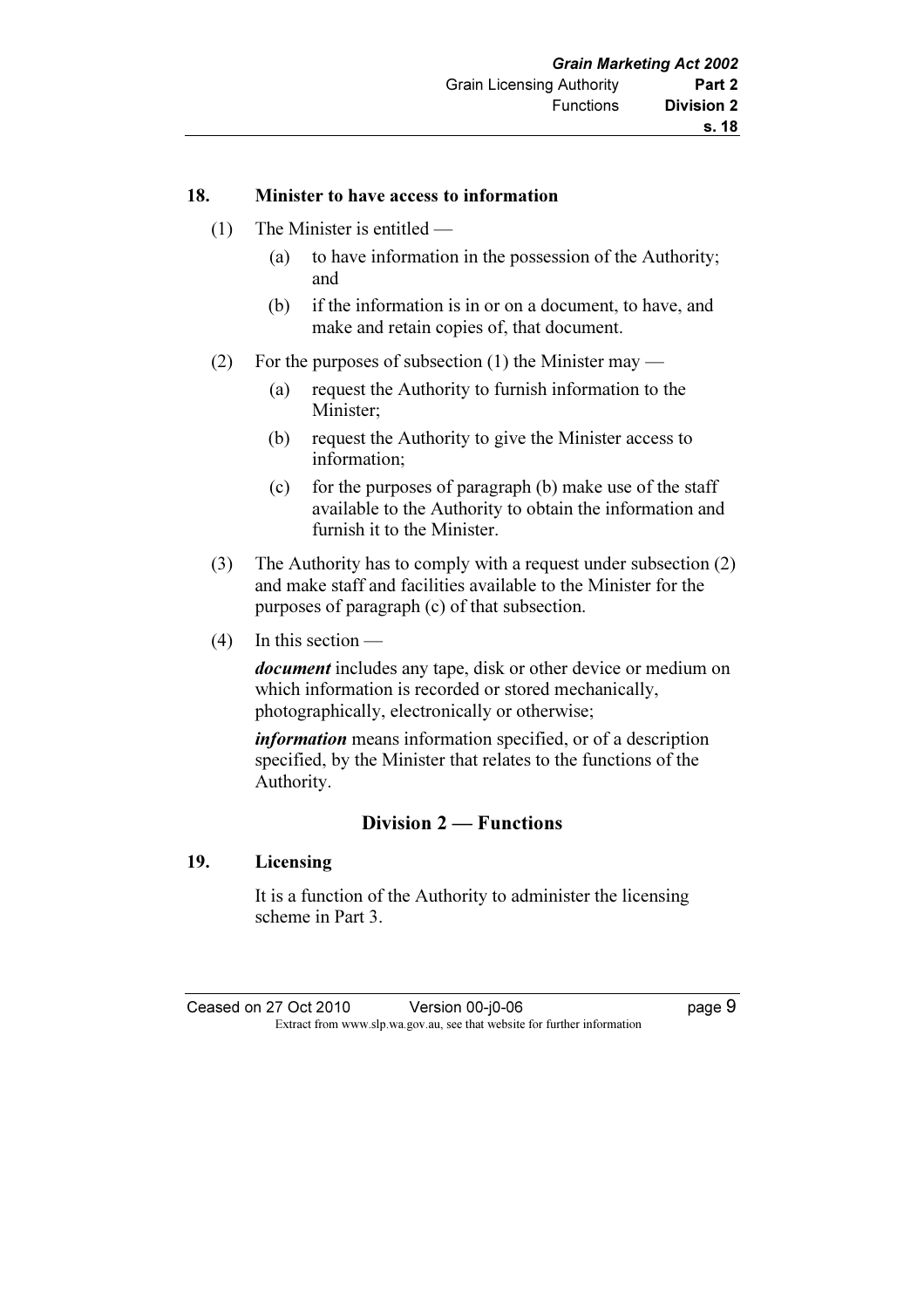**18. Minister to have access to information**

(1) The Minister is entitled —

(a) to have information in the possession of the Authority; and

(b) if the information is in or on a document, to have, and make and retain copies of, that document.

(2) For the purposes of subsection (1) the Minister may —

(a) request the Authority to furnish information to the Minister;

(b) request the Authority to give the Minister access to information;

(c) for the purposes of paragraph (b) make use of the staff available to the Authority to obtain the information and furnish it to the Minister.

(3) The Authority has to comply with a request under subsection (2) and make staff and facilities available to the Minister for the purposes of paragraph (c) of that subsection.

(4) In this section —

***document*** includes any tape, disk or other device or medium on which information is recorded or stored mechanically, photographically, electronically or otherwise;

***information*** means information specified, or of a description specified, by the Minister that relates to the functions of the Authority.

## Division 2 — Functions

**19. Licensing**

It is a function of the Authority to administer the licensing scheme in Part 3.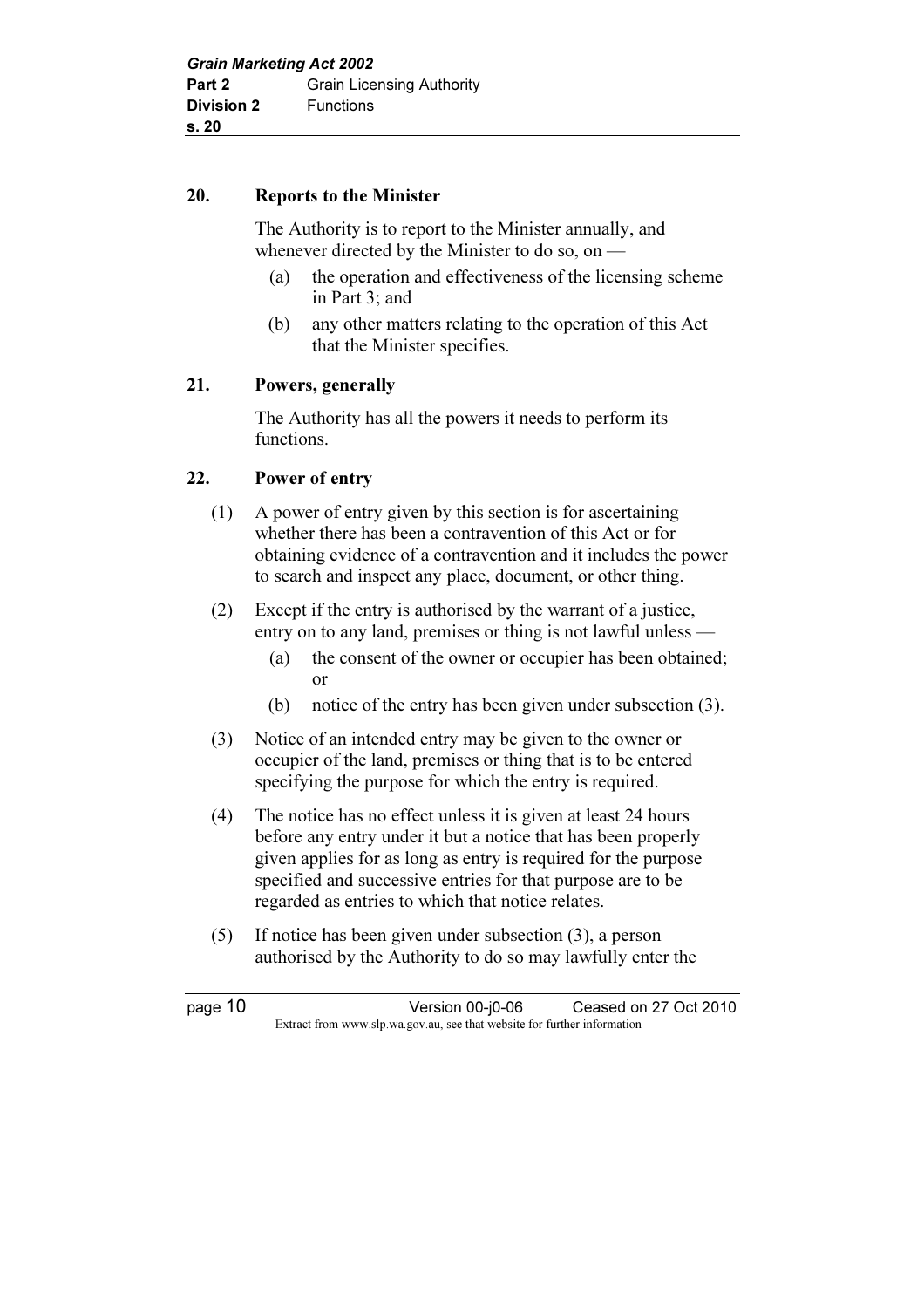## 20. Reports to the Minister

The Authority is to report to the Minister annually, and whenever directed by the Minister to do so, on —

- (a) the operation and effectiveness of the licensing scheme in Part 3; and
- (b) any other matters relating to the operation of this Act that the Minister specifies.

## 21. Powers, generally

The Authority has all the powers it needs to perform its functions.

## 22. Power of entry

(1) A power of entry given by this section is for ascertaining whether there has been a contravention of this Act or for obtaining evidence of a contravention and it includes the power to search and inspect any place, document, or other thing.

(2) Except if the entry is authorised by the warrant of a justice, entry on to any land, premises or thing is not lawful unless —

- (a) the consent of the owner or occupier has been obtained; or
- (b) notice of the entry has been given under subsection (3).

(3) Notice of an intended entry may be given to the owner or occupier of the land, premises or thing that is to be entered specifying the purpose for which the entry is required.

(4) The notice has no effect unless it is given at least 24 hours before any entry under it but a notice that has been properly given applies for as long as entry is required for the purpose specified and successive entries for that purpose are to be regarded as entries to which that notice relates.

(5) If notice has been given under subsection (3), a person authorised by the Authority to do so may lawfully enter the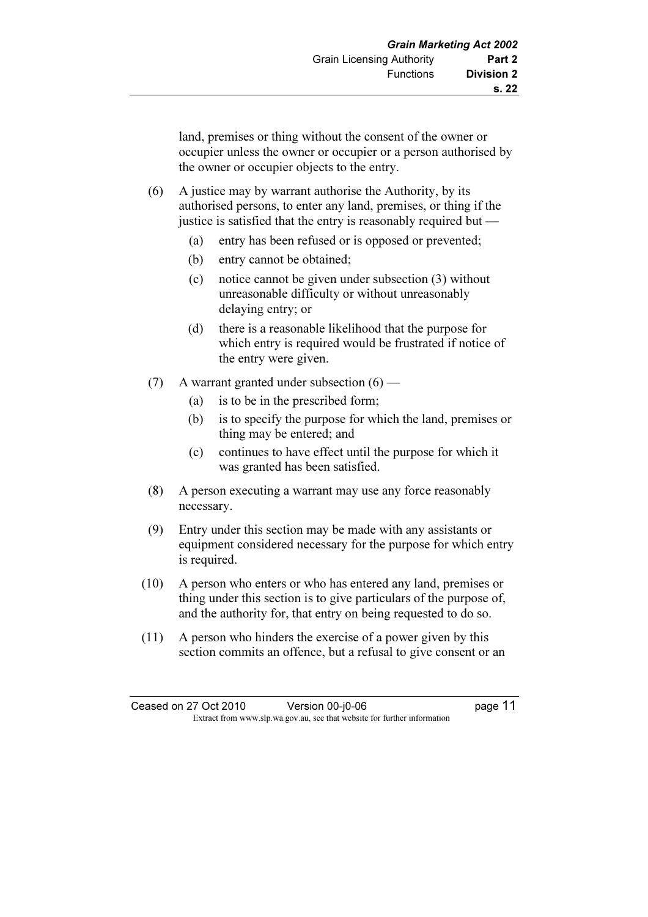land, premises or thing without the consent of the owner or occupier unless the owner or occupier or a person authorised by the owner or occupier objects to the entry.

(6) A justice may by warrant authorise the Authority, by its authorised persons, to enter any land, premises, or thing if the justice is satisfied that the entry is reasonably required but —

(a) entry has been refused or is opposed or prevented;

(b) entry cannot be obtained;

(c) notice cannot be given under subsection (3) without unreasonable difficulty or without unreasonably delaying entry; or

(d) there is a reasonable likelihood that the purpose for which entry is required would be frustrated if notice of the entry were given.

(7) A warrant granted under subsection (6) —

(a) is to be in the prescribed form;

(b) is to specify the purpose for which the land, premises or thing may be entered; and

(c) continues to have effect until the purpose for which it was granted has been satisfied.

(8) A person executing a warrant may use any force reasonably necessary.

(9) Entry under this section may be made with any assistants or equipment considered necessary for the purpose for which entry is required.

(10) A person who enters or who has entered any land, premises or thing under this section is to give particulars of the purpose of, and the authority for, that entry on being requested to do so.

(11) A person who hinders the exercise of a power given by this section commits an offence, but a refusal to give consent or an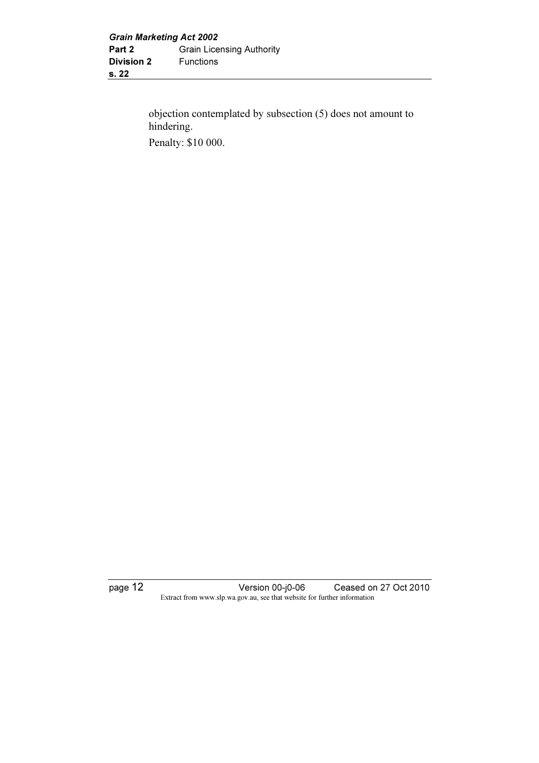objection contemplated by subsection (5) does not amount to hindering.

Penalty: $10 000.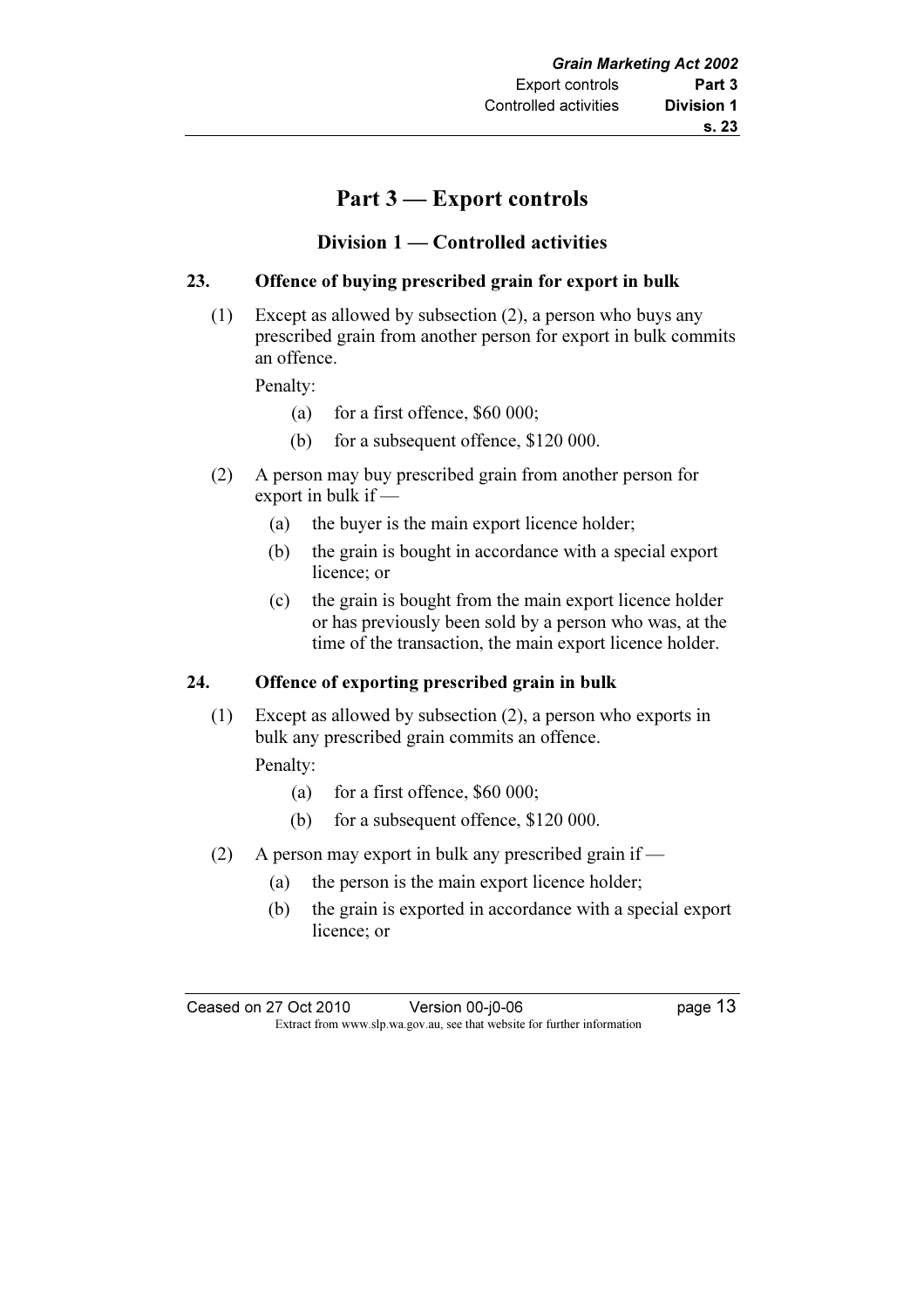# Part 3 — Export controls

## Division 1 — Controlled activities

### 23. Offence of buying prescribed grain for export in bulk

(1) Except as allowed by subsection (2), a person who buys any prescribed grain from another person for export in bulk commits an offence.

Penalty:

(a) for a first offence, $60 000;

(b) for a subsequent offence, $120 000.

(2) A person may buy prescribed grain from another person for export in bulk if —

(a) the buyer is the main export licence holder;

(b) the grain is bought in accordance with a special export licence; or

(c) the grain is bought from the main export licence holder or has previously been sold by a person who was, at the time of the transaction, the main export licence holder.

### 24. Offence of exporting prescribed grain in bulk

(1) Except as allowed by subsection (2), a person who exports in bulk any prescribed grain commits an offence.

Penalty:

(a) for a first offence, $60 000;

(b) for a subsequent offence, $120 000.

(2) A person may export in bulk any prescribed grain if —

(a) the person is the main export licence holder;

(b) the grain is exported in accordance with a special export licence; or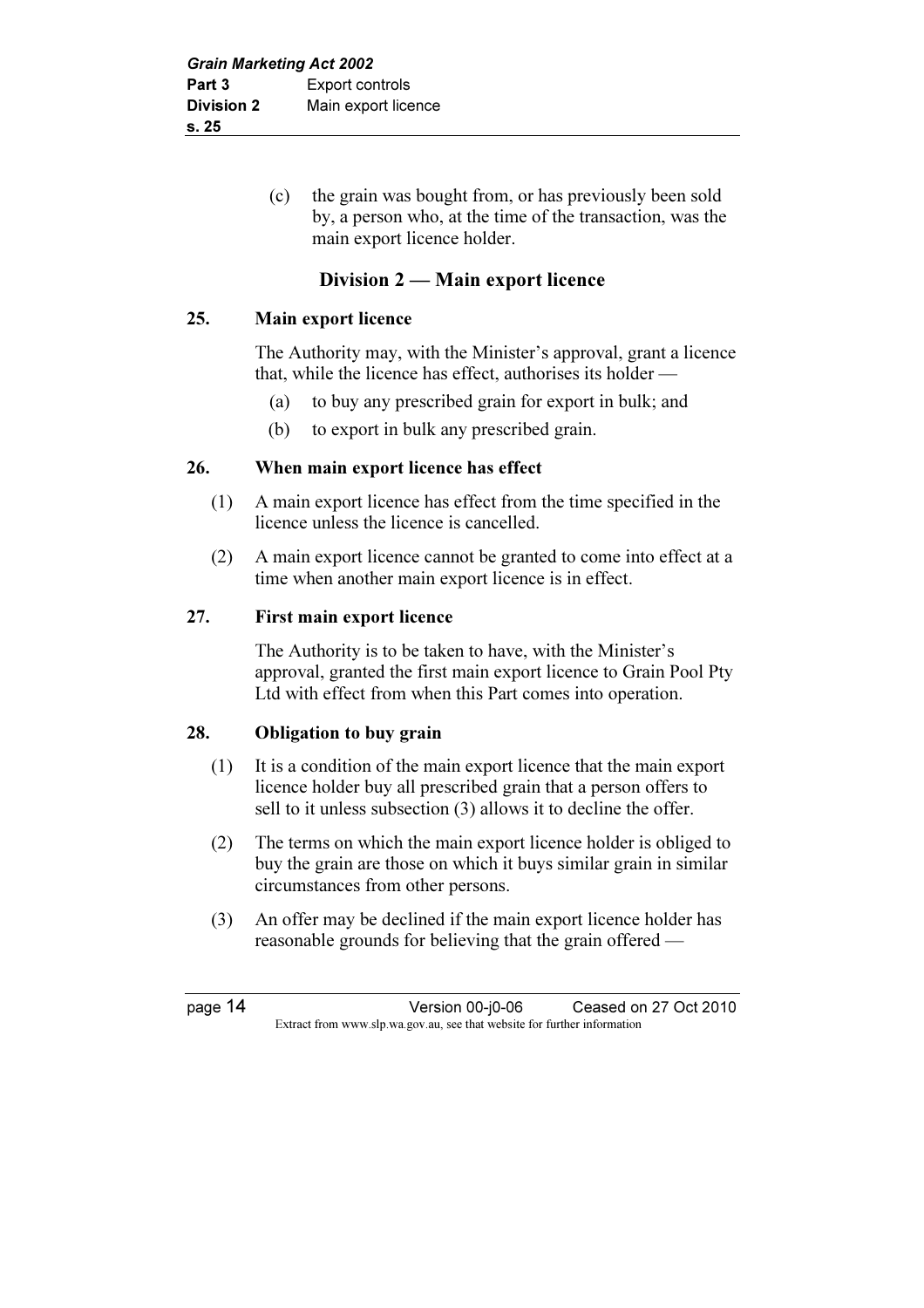(c) the grain was bought from, or has previously been sold by, a person who, at the time of the transaction, was the main export licence holder.

## Division 2 — Main export licence

### 25. Main export licence

The Authority may, with the Minister's approval, grant a licence that, while the licence has effect, authorises its holder —

(a) to buy any prescribed grain for export in bulk; and

(b) to export in bulk any prescribed grain.

### 26. When main export licence has effect

(1) A main export licence has effect from the time specified in the licence unless the licence is cancelled.

(2) A main export licence cannot be granted to come into effect at a time when another main export licence is in effect.

### 27. First main export licence

The Authority is to be taken to have, with the Minister's approval, granted the first main export licence to Grain Pool Pty Ltd with effect from when this Part comes into operation.

### 28. Obligation to buy grain

(1) It is a condition of the main export licence that the main export licence holder buy all prescribed grain that a person offers to sell to it unless subsection (3) allows it to decline the offer.

(2) The terms on which the main export licence holder is obliged to buy the grain are those on which it buys similar grain in similar circumstances from other persons.

(3) An offer may be declined if the main export licence holder has reasonable grounds for believing that the grain offered —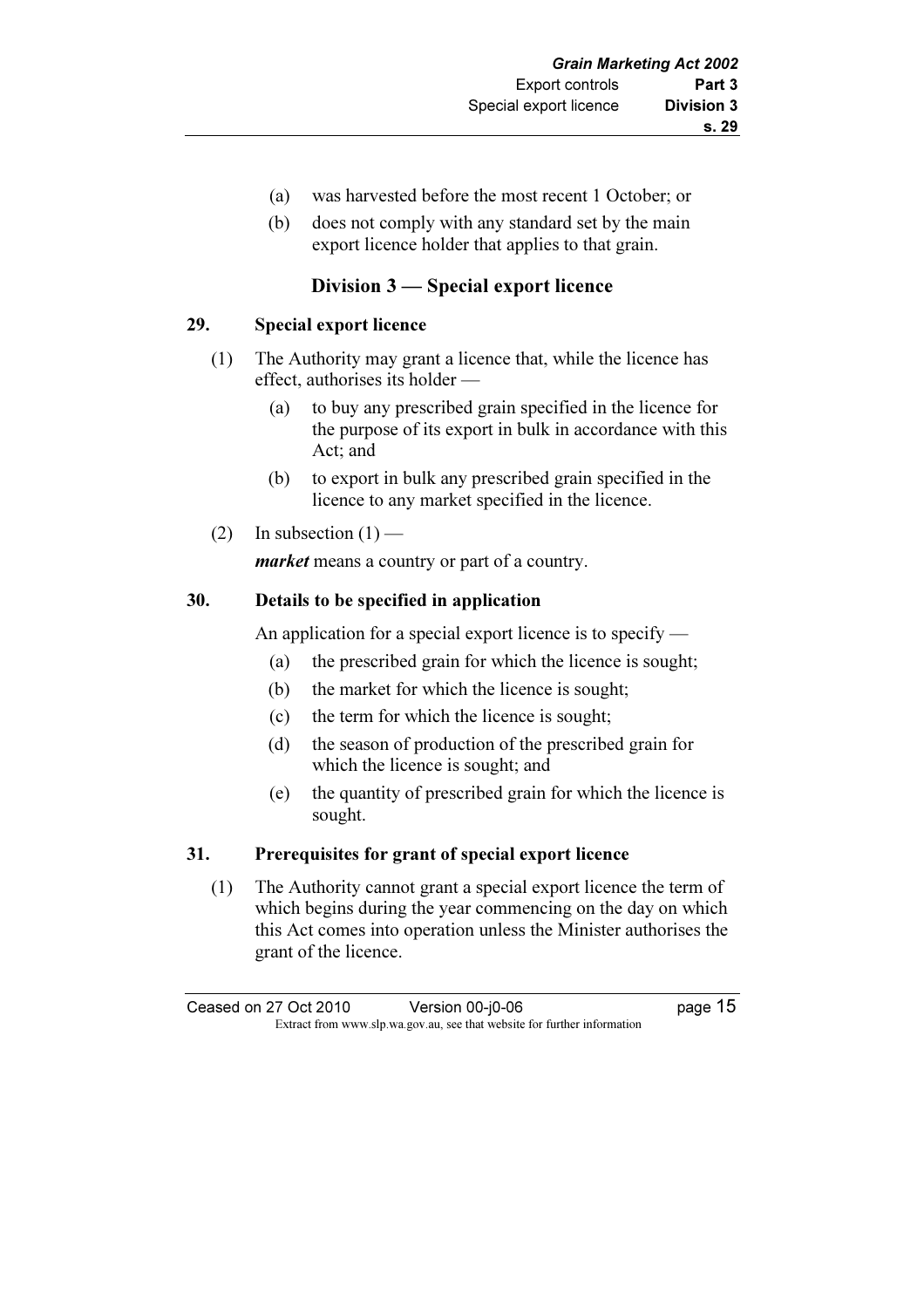(a) was harvested before the most recent 1 October; or

(b) does not comply with any standard set by the main export licence holder that applies to that grain.

## Division 3 — Special export licence

### 29. Special export licence

(1) The Authority may grant a licence that, while the licence has effect, authorises its holder —

(a) to buy any prescribed grain specified in the licence for the purpose of its export in bulk in accordance with this Act; and

(b) to export in bulk any prescribed grain specified in the licence to any market specified in the licence.

(2) In subsection (1) —

***market*** means a country or part of a country.

### 30. Details to be specified in application

An application for a special export licence is to specify —

(a) the prescribed grain for which the licence is sought;

(b) the market for which the licence is sought;

(c) the term for which the licence is sought;

(d) the season of production of the prescribed grain for which the licence is sought; and

(e) the quantity of prescribed grain for which the licence is sought.

### 31. Prerequisites for grant of special export licence

(1) The Authority cannot grant a special export licence the term of which begins during the year commencing on the day on which this Act comes into operation unless the Minister authorises the grant of the licence.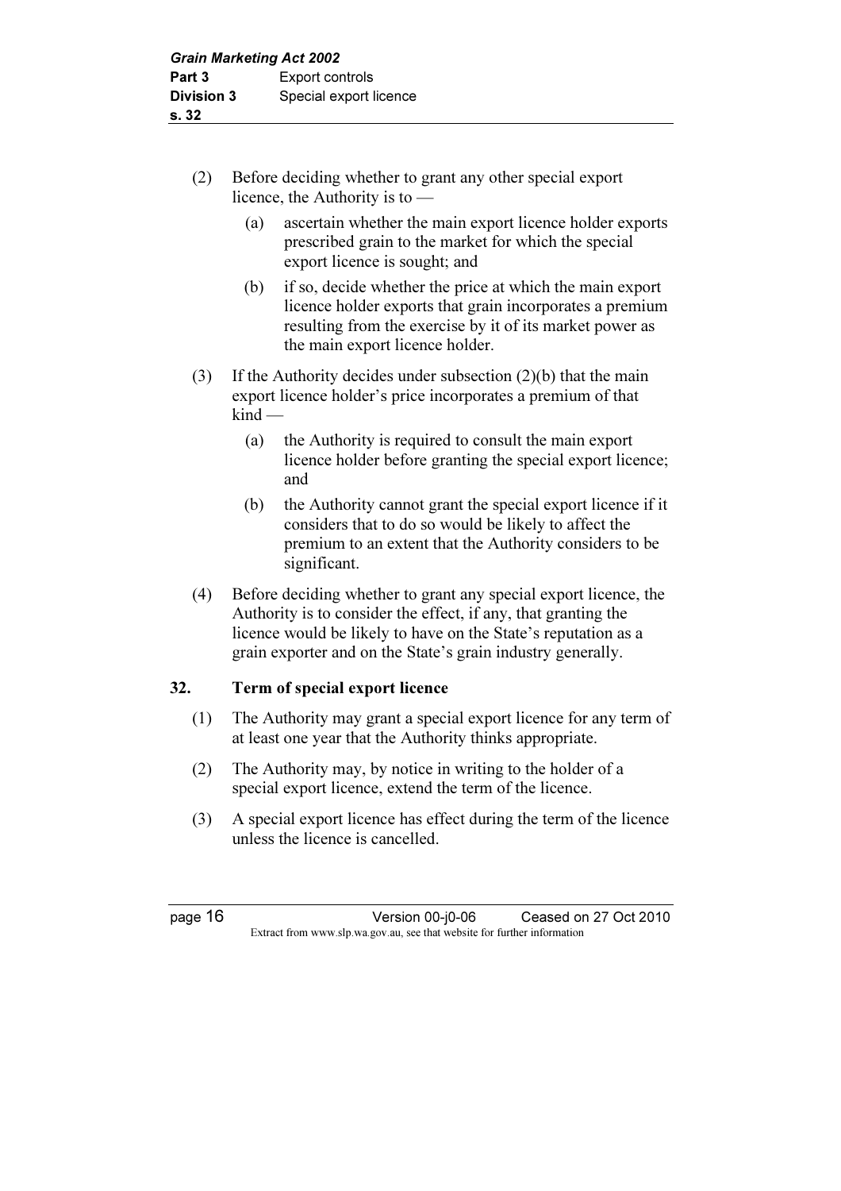(2) Before deciding whether to grant any other special export licence, the Authority is to —

  (a) ascertain whether the main export licence holder exports prescribed grain to the market for which the special export licence is sought; and

  (b) if so, decide whether the price at which the main export licence holder exports that grain incorporates a premium resulting from the exercise by it of its market power as the main export licence holder.

(3) If the Authority decides under subsection (2)(b) that the main export licence holder's price incorporates a premium of that kind —

  (a) the Authority is required to consult the main export licence holder before granting the special export licence; and

  (b) the Authority cannot grant the special export licence if it considers that to do so would be likely to affect the premium to an extent that the Authority considers to be significant.

(4) Before deciding whether to grant any special export licence, the Authority is to consider the effect, if any, that granting the licence would be likely to have on the State's reputation as a grain exporter and on the State's grain industry generally.

## 32. Term of special export licence

(1) The Authority may grant a special export licence for any term of at least one year that the Authority thinks appropriate.

(2) The Authority may, by notice in writing to the holder of a special export licence, extend the term of the licence.

(3) A special export licence has effect during the term of the licence unless the licence is cancelled.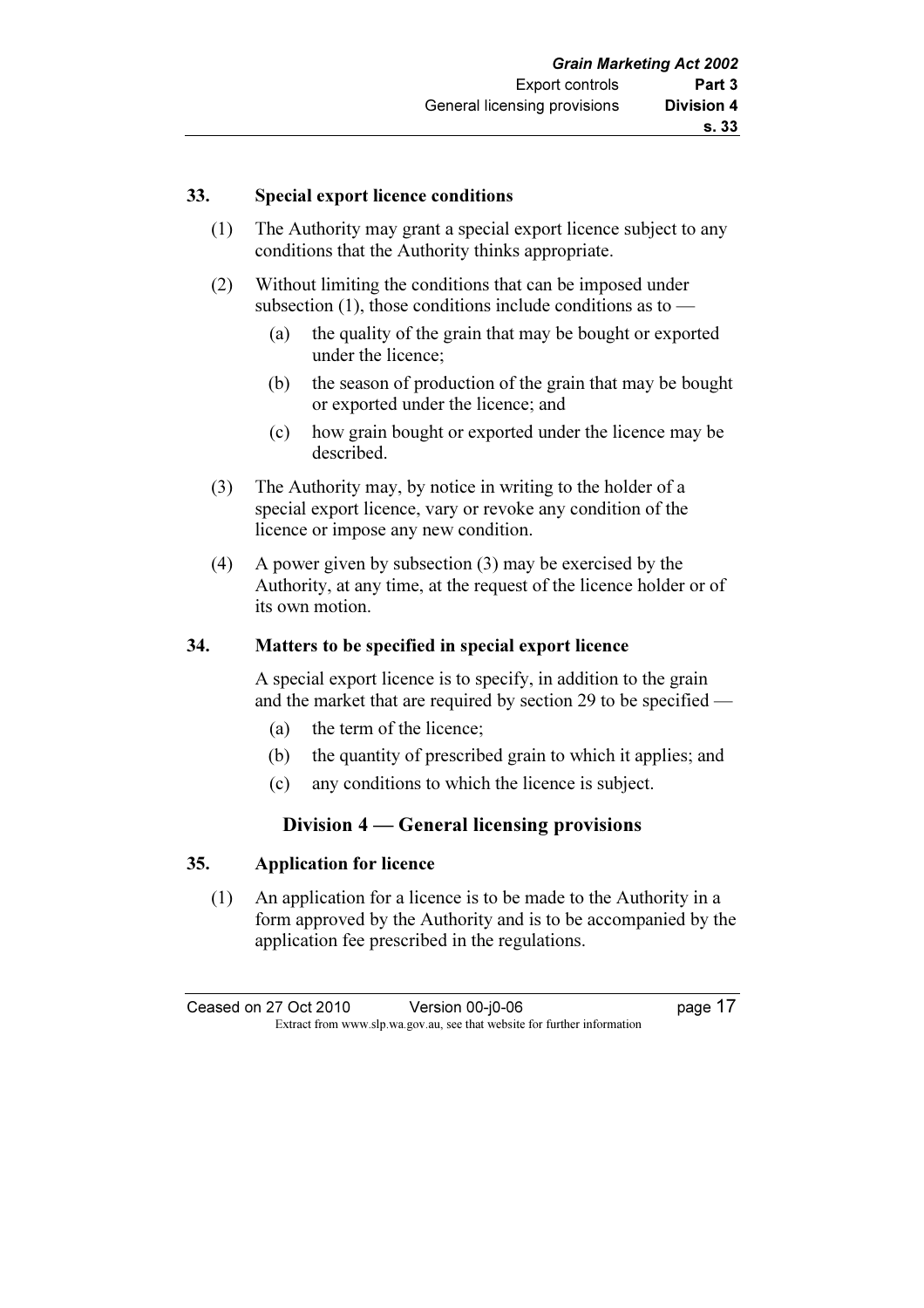### 33. Special export licence conditions

(1) The Authority may grant a special export licence subject to any conditions that the Authority thinks appropriate.

(2) Without limiting the conditions that can be imposed under subsection (1), those conditions include conditions as to —

- (a) the quality of the grain that may be bought or exported under the licence;
- (b) the season of production of the grain that may be bought or exported under the licence; and
- (c) how grain bought or exported under the licence may be described.

(3) The Authority may, by notice in writing to the holder of a special export licence, vary or revoke any condition of the licence or impose any new condition.

(4) A power given by subsection (3) may be exercised by the Authority, at any time, at the request of the licence holder or of its own motion.

### 34. Matters to be specified in special export licence

A special export licence is to specify, in addition to the grain and the market that are required by section 29 to be specified —

- (a) the term of the licence;
- (b) the quantity of prescribed grain to which it applies; and
- (c) any conditions to which the licence is subject.

## Division 4 — General licensing provisions

### 35. Application for licence

(1) An application for a licence is to be made to the Authority in a form approved by the Authority and is to be accompanied by the application fee prescribed in the regulations.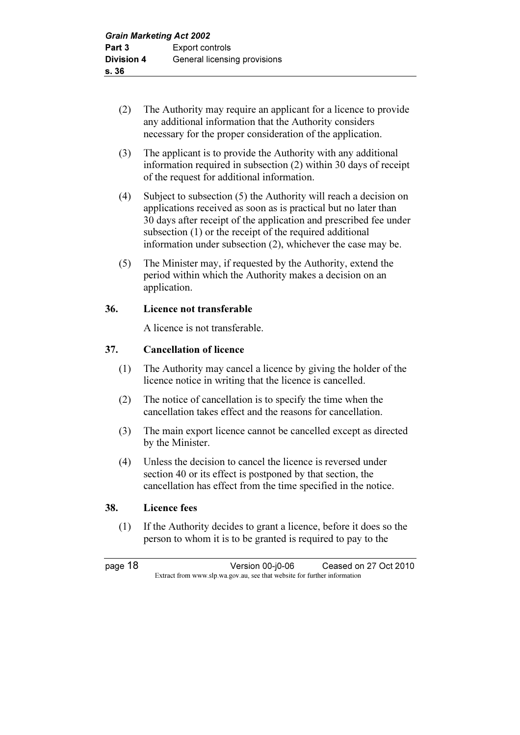(2) The Authority may require an applicant for a licence to provide any additional information that the Authority considers necessary for the proper consideration of the application.

(3) The applicant is to provide the Authority with any additional information required in subsection (2) within 30 days of receipt of the request for additional information.

(4) Subject to subsection (5) the Authority will reach a decision on applications received as soon as is practical but no later than 30 days after receipt of the application and prescribed fee under subsection (1) or the receipt of the required additional information under subsection (2), whichever the case may be.

(5) The Minister may, if requested by the Authority, extend the period within which the Authority makes a decision on an application.

**36. Licence not transferable**

A licence is not transferable.

**37. Cancellation of licence**

(1) The Authority may cancel a licence by giving the holder of the licence notice in writing that the licence is cancelled.

(2) The notice of cancellation is to specify the time when the cancellation takes effect and the reasons for cancellation.

(3) The main export licence cannot be cancelled except as directed by the Minister.

(4) Unless the decision to cancel the licence is reversed under section 40 or its effect is postponed by that section, the cancellation has effect from the time specified in the notice.

**38. Licence fees**

(1) If the Authority decides to grant a licence, before it does so the person to whom it is to be granted is required to pay to the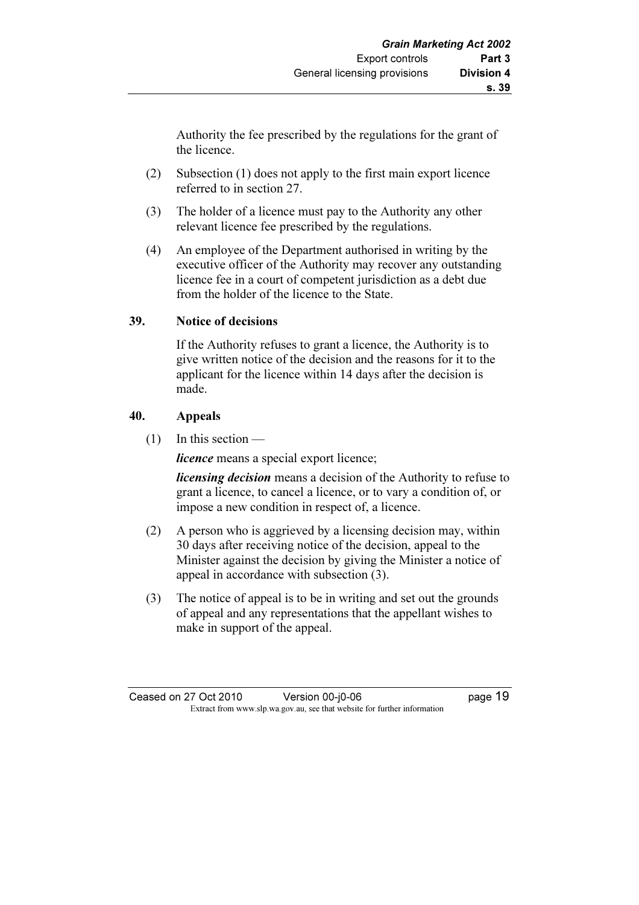Authority the fee prescribed by the regulations for the grant of the licence.

(2) Subsection (1) does not apply to the first main export licence referred to in section 27.

(3) The holder of a licence must pay to the Authority any other relevant licence fee prescribed by the regulations.

(4) An employee of the Department authorised in writing by the executive officer of the Authority may recover any outstanding licence fee in a court of competent jurisdiction as a debt due from the holder of the licence to the State.

## 39. Notice of decisions

If the Authority refuses to grant a licence, the Authority is to give written notice of the decision and the reasons for it to the applicant for the licence within 14 days after the decision is made.

## 40. Appeals

(1) In this section —

***licence*** means a special export licence;

***licensing decision*** means a decision of the Authority to refuse to grant a licence, to cancel a licence, or to vary a condition of, or impose a new condition in respect of, a licence.

(2) A person who is aggrieved by a licensing decision may, within 30 days after receiving notice of the decision, appeal to the Minister against the decision by giving the Minister a notice of appeal in accordance with subsection (3).

(3) The notice of appeal is to be in writing and set out the grounds of appeal and any representations that the appellant wishes to make in support of the appeal.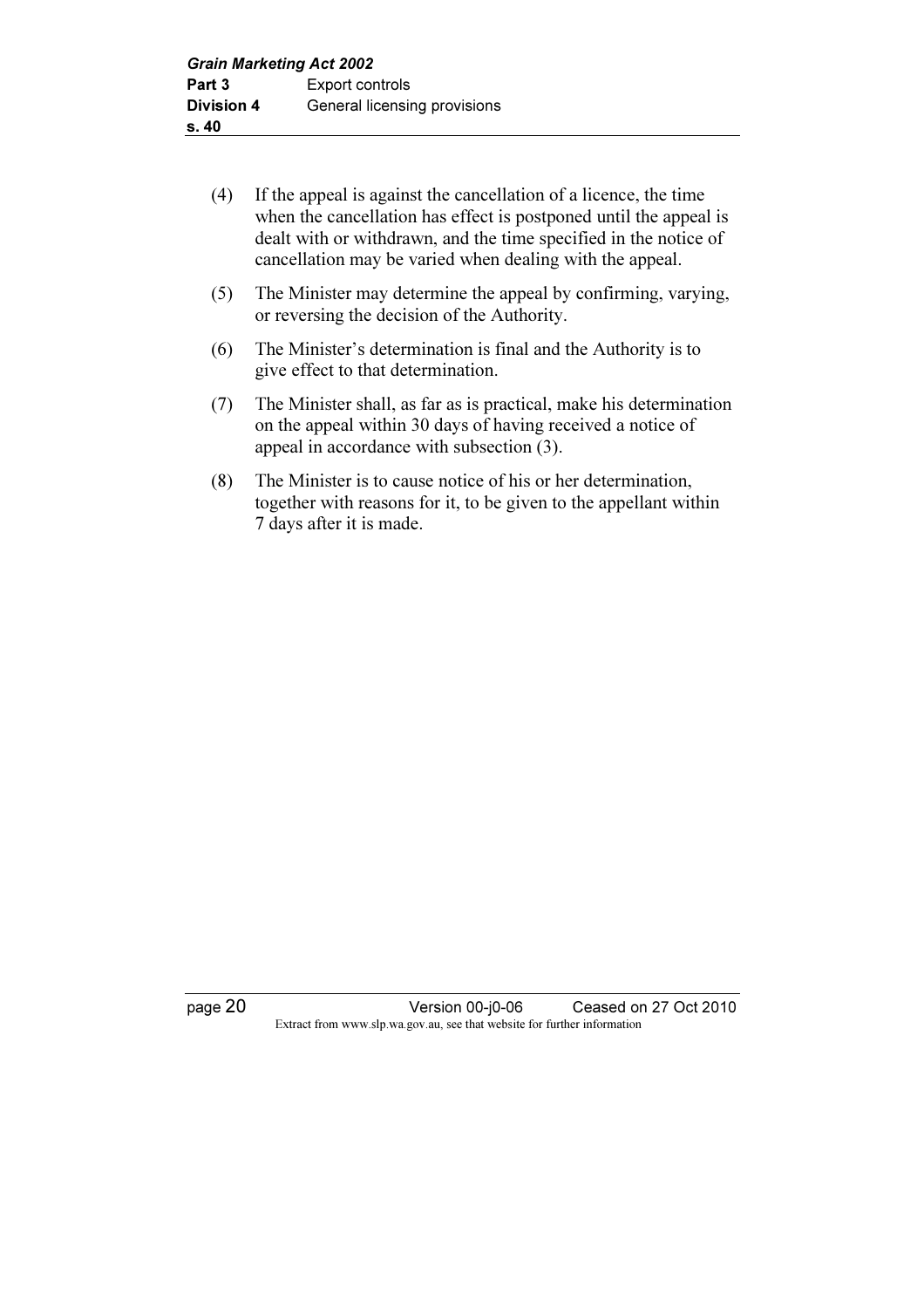(4) If the appeal is against the cancellation of a licence, the time when the cancellation has effect is postponed until the appeal is dealt with or withdrawn, and the time specified in the notice of cancellation may be varied when dealing with the appeal.

(5) The Minister may determine the appeal by confirming, varying, or reversing the decision of the Authority.

(6) The Minister's determination is final and the Authority is to give effect to that determination.

(7) The Minister shall, as far as is practical, make his determination on the appeal within 30 days of having received a notice of appeal in accordance with subsection (3).

(8) The Minister is to cause notice of his or her determination, together with reasons for it, to be given to the appellant within 7 days after it is made.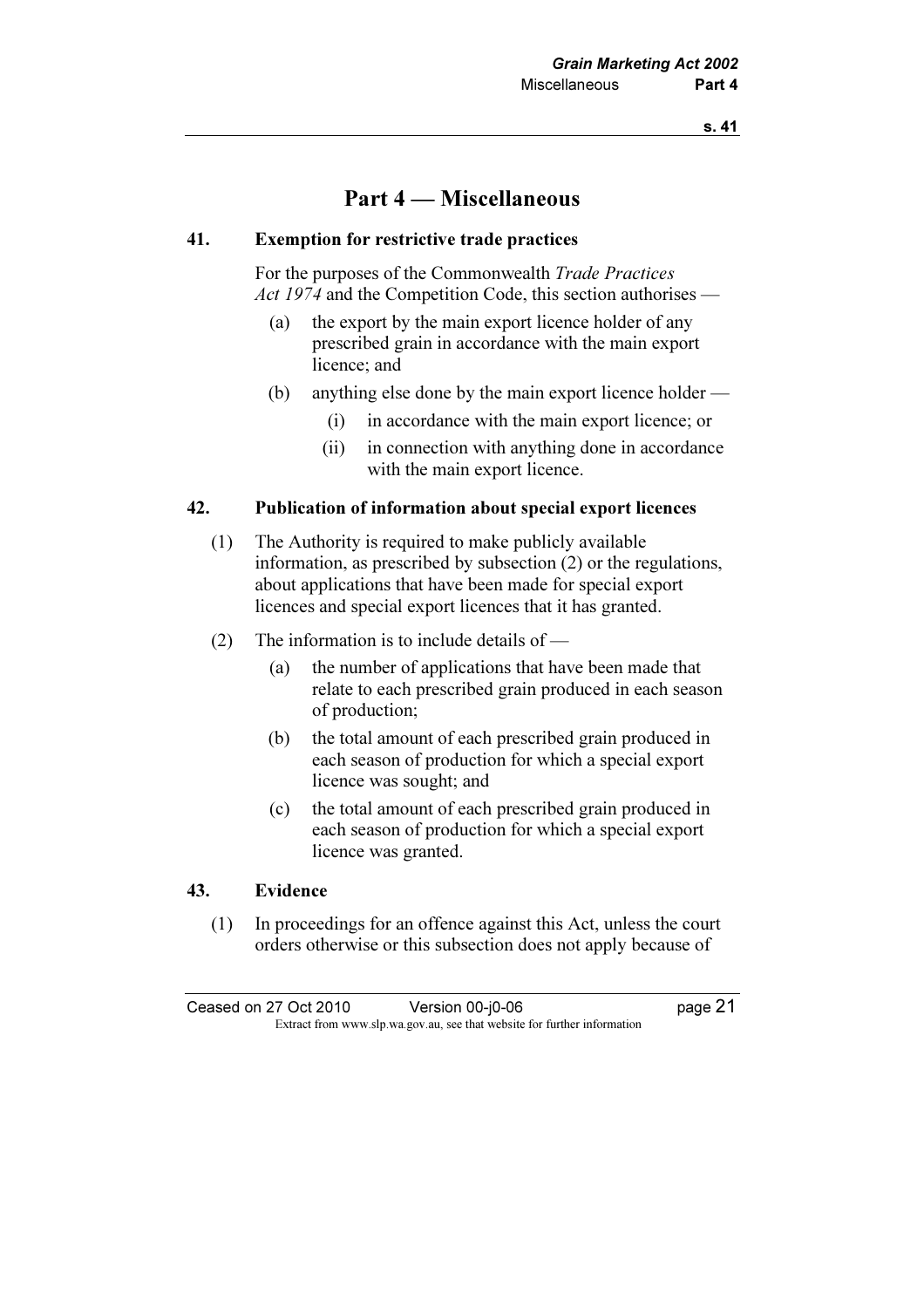# Part 4 — Miscellaneous

## 41. Exemption for restrictive trade practices

For the purposes of the Commonwealth *Trade Practices Act 1974* and the Competition Code, this section authorises —

(a) the export by the main export licence holder of any prescribed grain in accordance with the main export licence; and

(b) anything else done by the main export licence holder —

  (i) in accordance with the main export licence; or

  (ii) in connection with anything done in accordance with the main export licence.

## 42. Publication of information about special export licences

(1) The Authority is required to make publicly available information, as prescribed by subsection (2) or the regulations, about applications that have been made for special export licences and special export licences that it has granted.

(2) The information is to include details of —

  (a) the number of applications that have been made that relate to each prescribed grain produced in each season of production;

  (b) the total amount of each prescribed grain produced in each season of production for which a special export licence was sought; and

  (c) the total amount of each prescribed grain produced in each season of production for which a special export licence was granted.

## 43. Evidence

(1) In proceedings for an offence against this Act, unless the court orders otherwise or this subsection does not apply because of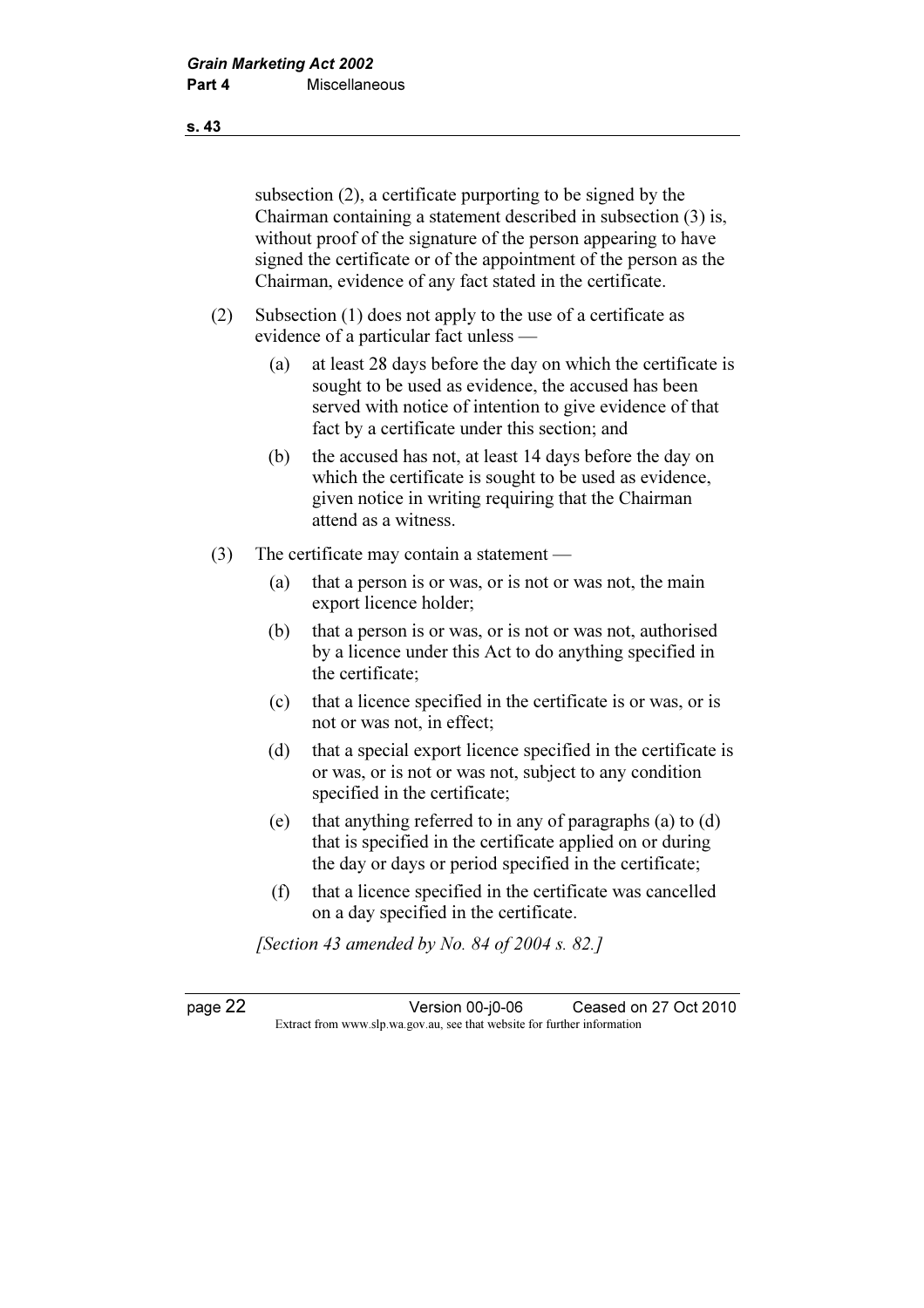subsection (2), a certificate purporting to be signed by the Chairman containing a statement described in subsection (3) is, without proof of the signature of the person appearing to have signed the certificate or of the appointment of the person as the Chairman, evidence of any fact stated in the certificate.

(2) Subsection (1) does not apply to the use of a certificate as evidence of a particular fact unless —

- (a) at least 28 days before the day on which the certificate is sought to be used as evidence, the accused has been served with notice of intention to give evidence of that fact by a certificate under this section; and
- (b) the accused has not, at least 14 days before the day on which the certificate is sought to be used as evidence, given notice in writing requiring that the Chairman attend as a witness.

(3) The certificate may contain a statement —

- (a) that a person is or was, or is not or was not, the main export licence holder;
- (b) that a person is or was, or is not or was not, authorised by a licence under this Act to do anything specified in the certificate;
- (c) that a licence specified in the certificate is or was, or is not or was not, in effect;
- (d) that a special export licence specified in the certificate is or was, or is not or was not, subject to any condition specified in the certificate;
- (e) that anything referred to in any of paragraphs (a) to (d) that is specified in the certificate applied on or during the day or days or period specified in the certificate;
- (f) that a licence specified in the certificate was cancelled on a day specified in the certificate.

*[Section 43 amended by No. 84 of 2004 s. 82.]*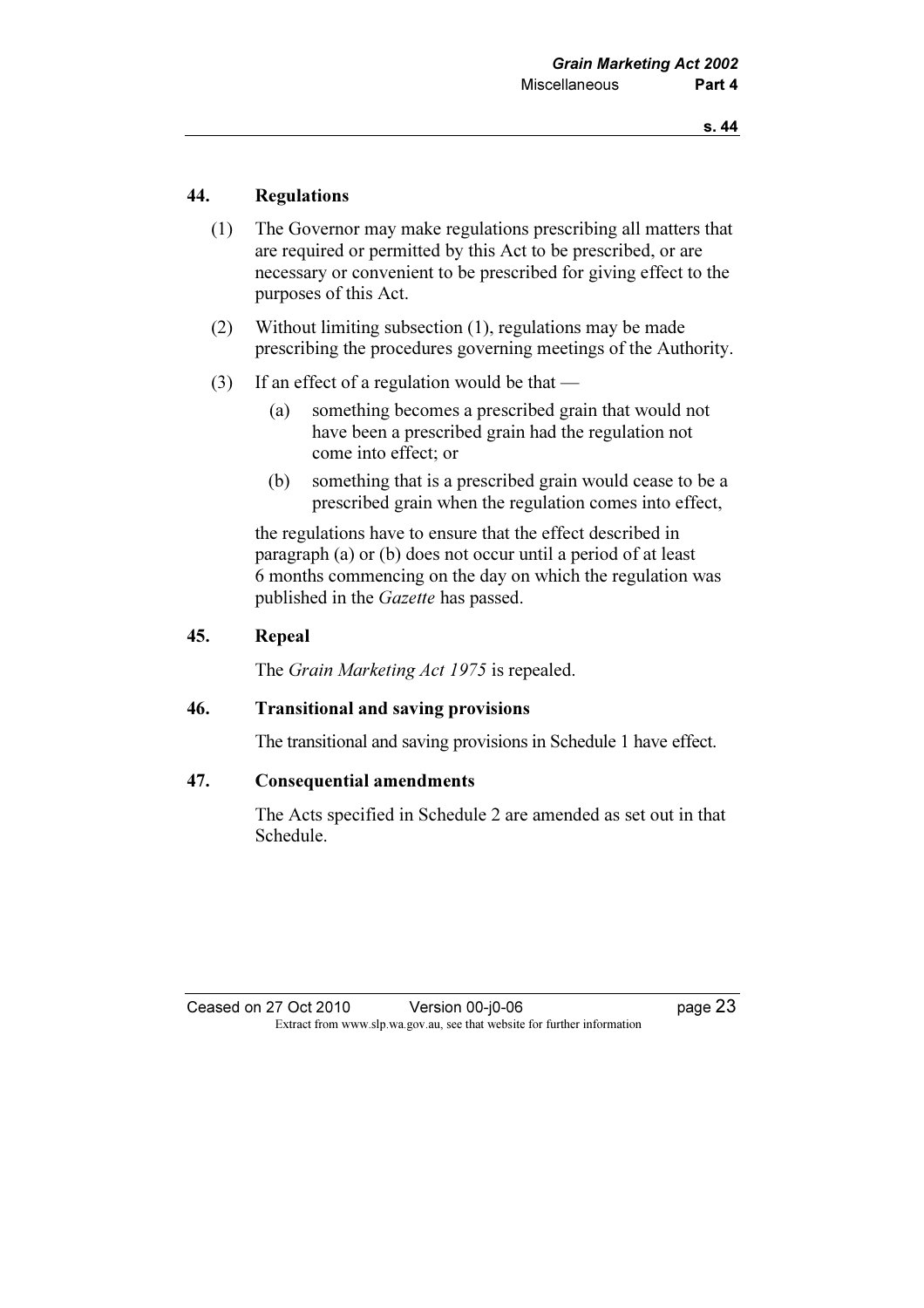## 44. Regulations

(1) The Governor may make regulations prescribing all matters that are required or permitted by this Act to be prescribed, or are necessary or convenient to be prescribed for giving effect to the purposes of this Act.

(2) Without limiting subsection (1), regulations may be made prescribing the procedures governing meetings of the Authority.

(3) If an effect of a regulation would be that —

(a) something becomes a prescribed grain that would not have been a prescribed grain had the regulation not come into effect; or

(b) something that is a prescribed grain would cease to be a prescribed grain when the regulation comes into effect,

the regulations have to ensure that the effect described in paragraph (a) or (b) does not occur until a period of at least 6 months commencing on the day on which the regulation was published in the *Gazette* has passed.

## 45. Repeal

The *Grain Marketing Act 1975* is repealed.

## 46. Transitional and saving provisions

The transitional and saving provisions in Schedule 1 have effect.

## 47. Consequential amendments

The Acts specified in Schedule 2 are amended as set out in that Schedule.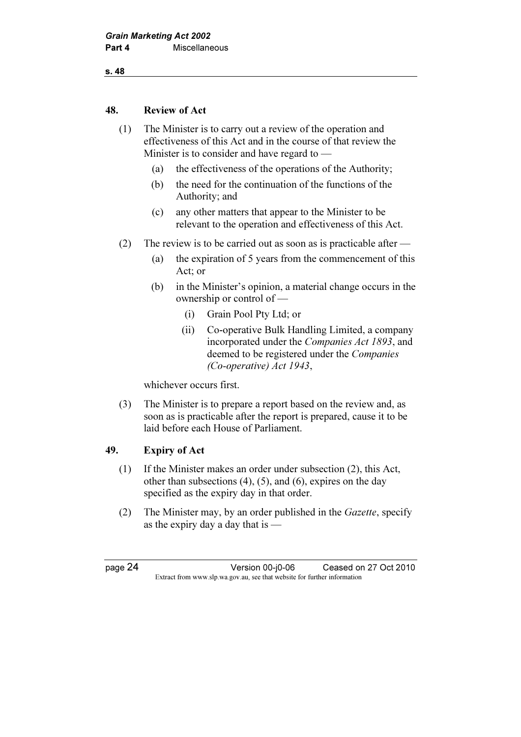## 48. Review of Act

(1) The Minister is to carry out a review of the operation and effectiveness of this Act and in the course of that review the Minister is to consider and have regard to —

- (a) the effectiveness of the operations of the Authority;
- (b) the need for the continuation of the functions of the Authority; and
- (c) any other matters that appear to the Minister to be relevant to the operation and effectiveness of this Act.

(2) The review is to be carried out as soon as is practicable after —

- (a) the expiration of 5 years from the commencement of this Act; or
- (b) in the Minister's opinion, a material change occurs in the ownership or control of —
  - (i) Grain Pool Pty Ltd; or
  - (ii) Co-operative Bulk Handling Limited, a company incorporated under the *Companies Act 1893*, and deemed to be registered under the *Companies (Co-operative) Act 1943*,

whichever occurs first.

(3) The Minister is to prepare a report based on the review and, as soon as is practicable after the report is prepared, cause it to be laid before each House of Parliament.

## 49. Expiry of Act

(1) If the Minister makes an order under subsection (2), this Act, other than subsections (4), (5), and (6), expires on the day specified as the expiry day in that order.

(2) The Minister may, by an order published in the *Gazette*, specify as the expiry day a day that is —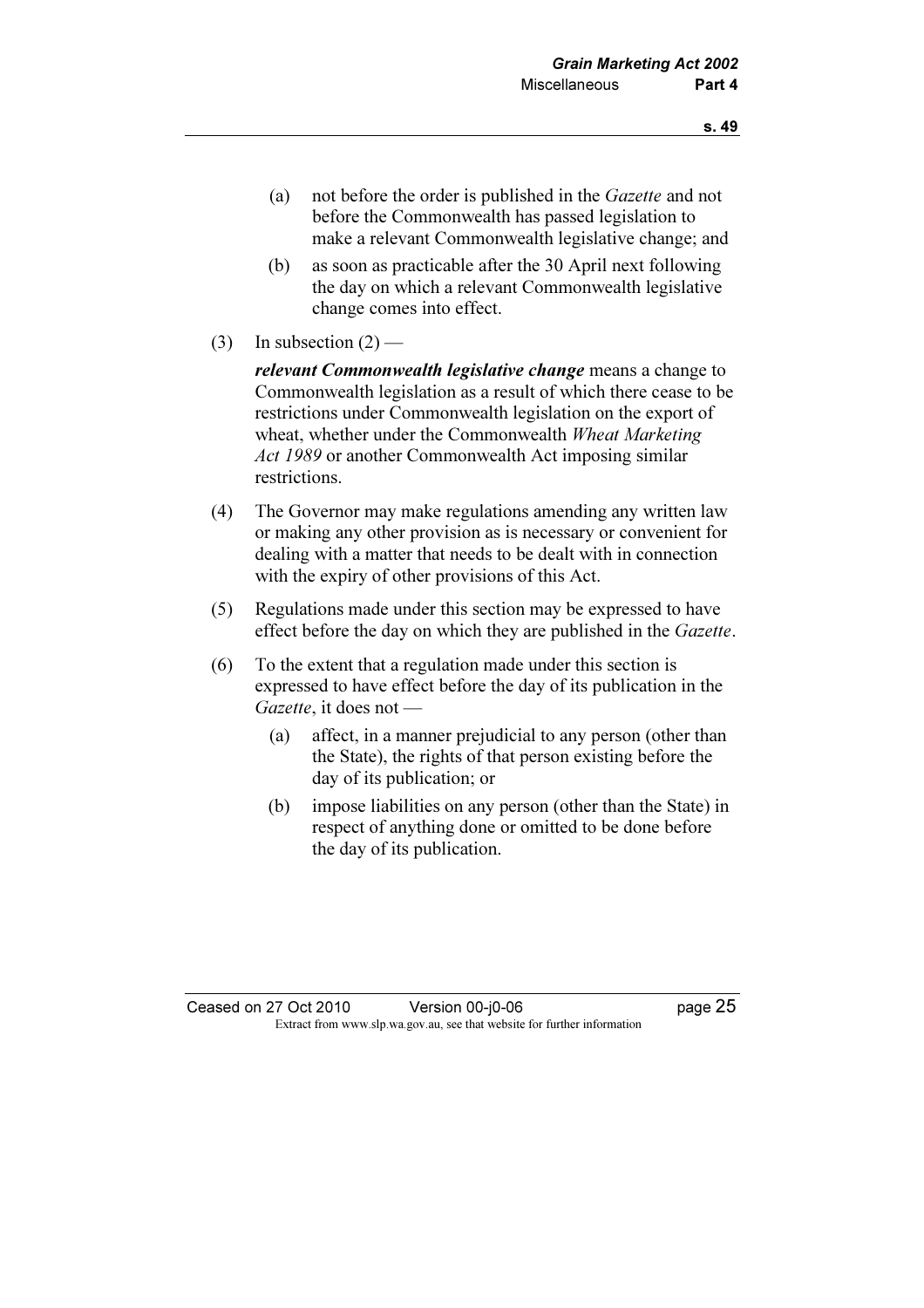(a) not before the order is published in the *Gazette* and not before the Commonwealth has passed legislation to make a relevant Commonwealth legislative change; and

(b) as soon as practicable after the 30 April next following the day on which a relevant Commonwealth legislative change comes into effect.

(3) In subsection (2) —

***relevant Commonwealth legislative change*** means a change to Commonwealth legislation as a result of which there cease to be restrictions under Commonwealth legislation on the export of wheat, whether under the Commonwealth *Wheat Marketing Act 1989* or another Commonwealth Act imposing similar restrictions.

(4) The Governor may make regulations amending any written law or making any other provision as is necessary or convenient for dealing with a matter that needs to be dealt with in connection with the expiry of other provisions of this Act.

(5) Regulations made under this section may be expressed to have effect before the day on which they are published in the *Gazette*.

(6) To the extent that a regulation made under this section is expressed to have effect before the day of its publication in the *Gazette*, it does not —

(a) affect, in a manner prejudicial to any person (other than the State), the rights of that person existing before the day of its publication; or

(b) impose liabilities on any person (other than the State) in respect of anything done or omitted to be done before the day of its publication.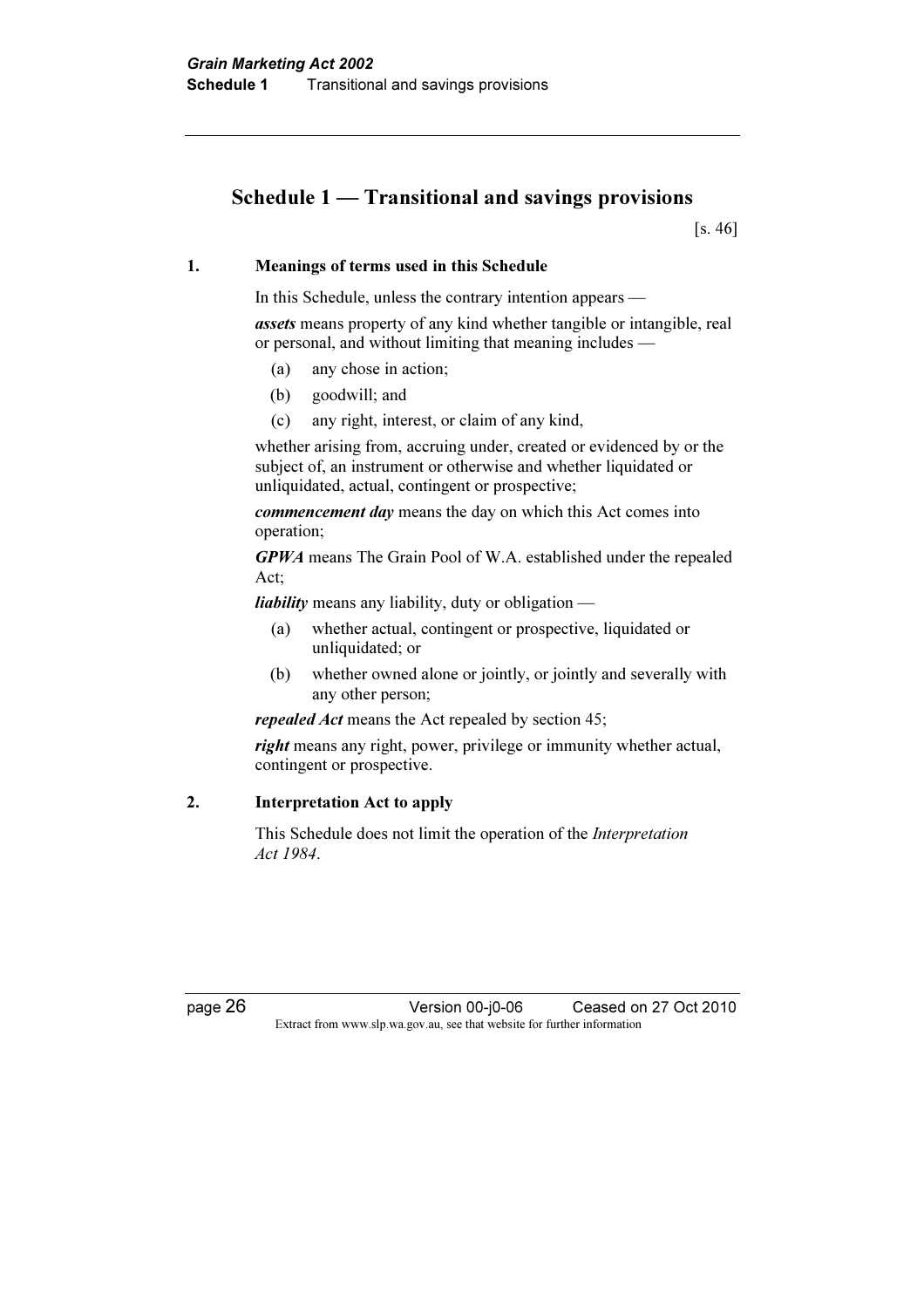# Schedule 1 — Transitional and savings provisions

[s. 46]

### 1. Meanings of terms used in this Schedule

In this Schedule, unless the contrary intention appears —

***assets*** means property of any kind whether tangible or intangible, real or personal, and without limiting that meaning includes —

- (a) any chose in action;
- (b) goodwill; and
- (c) any right, interest, or claim of any kind,

whether arising from, accruing under, created or evidenced by or the subject of, an instrument or otherwise and whether liquidated or unliquidated, actual, contingent or prospective;

***commencement day*** means the day on which this Act comes into operation;

***GPWA*** means The Grain Pool of W.A. established under the repealed Act;

***liability*** means any liability, duty or obligation —

- (a) whether actual, contingent or prospective, liquidated or unliquidated; or
- (b) whether owned alone or jointly, or jointly and severally with any other person;

***repealed Act*** means the Act repealed by section 45;

***right*** means any right, power, privilege or immunity whether actual, contingent or prospective.

### 2. Interpretation Act to apply

This Schedule does not limit the operation of the *Interpretation Act 1984*.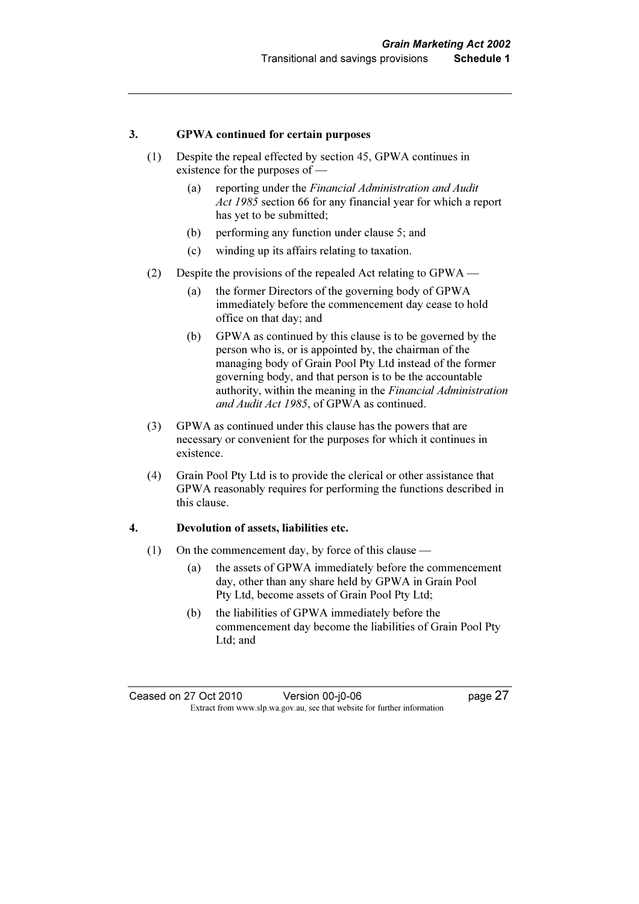### 3. GPWA continued for certain purposes

(1) Despite the repeal effected by section 45, GPWA continues in existence for the purposes of —

(a) reporting under the *Financial Administration and Audit Act 1985* section 66 for any financial year for which a report has yet to be submitted;

(b) performing any function under clause 5; and

(c) winding up its affairs relating to taxation.

(2) Despite the provisions of the repealed Act relating to GPWA —

(a) the former Directors of the governing body of GPWA immediately before the commencement day cease to hold office on that day; and

(b) GPWA as continued by this clause is to be governed by the person who is, or is appointed by, the chairman of the managing body of Grain Pool Pty Ltd instead of the former governing body, and that person is to be the accountable authority, within the meaning in the *Financial Administration and Audit Act 1985*, of GPWA as continued.

(3) GPWA as continued under this clause has the powers that are necessary or convenient for the purposes for which it continues in existence.

(4) Grain Pool Pty Ltd is to provide the clerical or other assistance that GPWA reasonably requires for performing the functions described in this clause.

### 4. Devolution of assets, liabilities etc.

(1) On the commencement day, by force of this clause —

(a) the assets of GPWA immediately before the commencement day, other than any share held by GPWA in Grain Pool Pty Ltd, become assets of Grain Pool Pty Ltd;

(b) the liabilities of GPWA immediately before the commencement day become the liabilities of Grain Pool Pty Ltd; and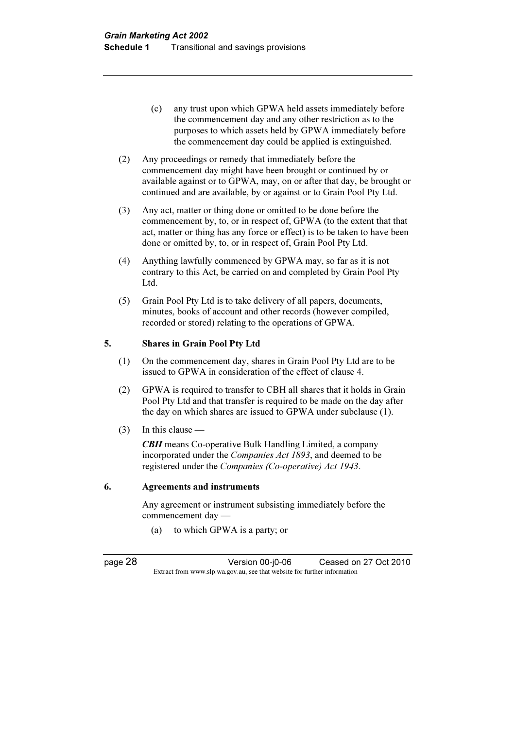(c) any trust upon which GPWA held assets immediately before the commencement day and any other restriction as to the purposes to which assets held by GPWA immediately before the commencement day could be applied is extinguished.

(2) Any proceedings or remedy that immediately before the commencement day might have been brought or continued by or available against or to GPWA, may, on or after that day, be brought or continued and are available, by or against or to Grain Pool Pty Ltd.

(3) Any act, matter or thing done or omitted to be done before the commencement by, to, or in respect of, GPWA (to the extent that that act, matter or thing has any force or effect) is to be taken to have been done or omitted by, to, or in respect of, Grain Pool Pty Ltd.

(4) Anything lawfully commenced by GPWA may, so far as it is not contrary to this Act, be carried on and completed by Grain Pool Pty Ltd.

(5) Grain Pool Pty Ltd is to take delivery of all papers, documents, minutes, books of account and other records (however compiled, recorded or stored) relating to the operations of GPWA.

**5. Shares in Grain Pool Pty Ltd**

(1) On the commencement day, shares in Grain Pool Pty Ltd are to be issued to GPWA in consideration of the effect of clause 4.

(2) GPWA is required to transfer to CBH all shares that it holds in Grain Pool Pty Ltd and that transfer is required to be made on the day after the day on which shares are issued to GPWA under subclause (1).

(3) In this clause —

***CBH*** means Co-operative Bulk Handling Limited, a company incorporated under the *Companies Act 1893*, and deemed to be registered under the *Companies (Co-operative) Act 1943*.

**6. Agreements and instruments**

Any agreement or instrument subsisting immediately before the commencement day —

(a) to which GPWA is a party; or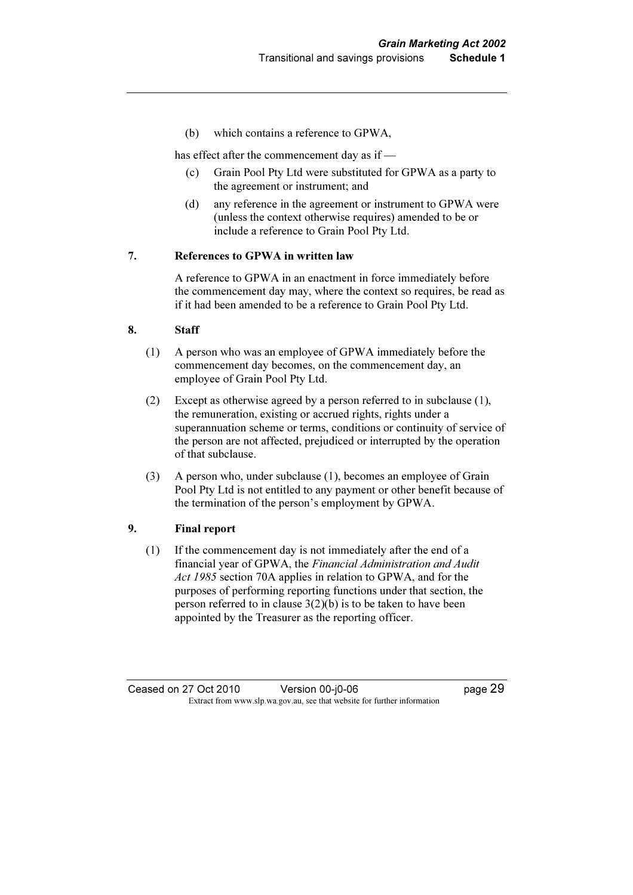(b) which contains a reference to GPWA,

has effect after the commencement day as if —

(c) Grain Pool Pty Ltd were substituted for GPWA as a party to the agreement or instrument; and

(d) any reference in the agreement or instrument to GPWA were (unless the context otherwise requires) amended to be or include a reference to Grain Pool Pty Ltd.

**7. References to GPWA in written law**

A reference to GPWA in an enactment in force immediately before the commencement day may, where the context so requires, be read as if it had been amended to be a reference to Grain Pool Pty Ltd.

**8. Staff**

(1) A person who was an employee of GPWA immediately before the commencement day becomes, on the commencement day, an employee of Grain Pool Pty Ltd.

(2) Except as otherwise agreed by a person referred to in subclause (1), the remuneration, existing or accrued rights, rights under a superannuation scheme or terms, conditions or continuity of service of the person are not affected, prejudiced or interrupted by the operation of that subclause.

(3) A person who, under subclause (1), becomes an employee of Grain Pool Pty Ltd is not entitled to any payment or other benefit because of the termination of the person's employment by GPWA.

**9. Final report**

(1) If the commencement day is not immediately after the end of a financial year of GPWA, the *Financial Administration and Audit Act 1985* section 70A applies in relation to GPWA, and for the purposes of performing reporting functions under that section, the person referred to in clause 3(2)(b) is to be taken to have been appointed by the Treasurer as the reporting officer.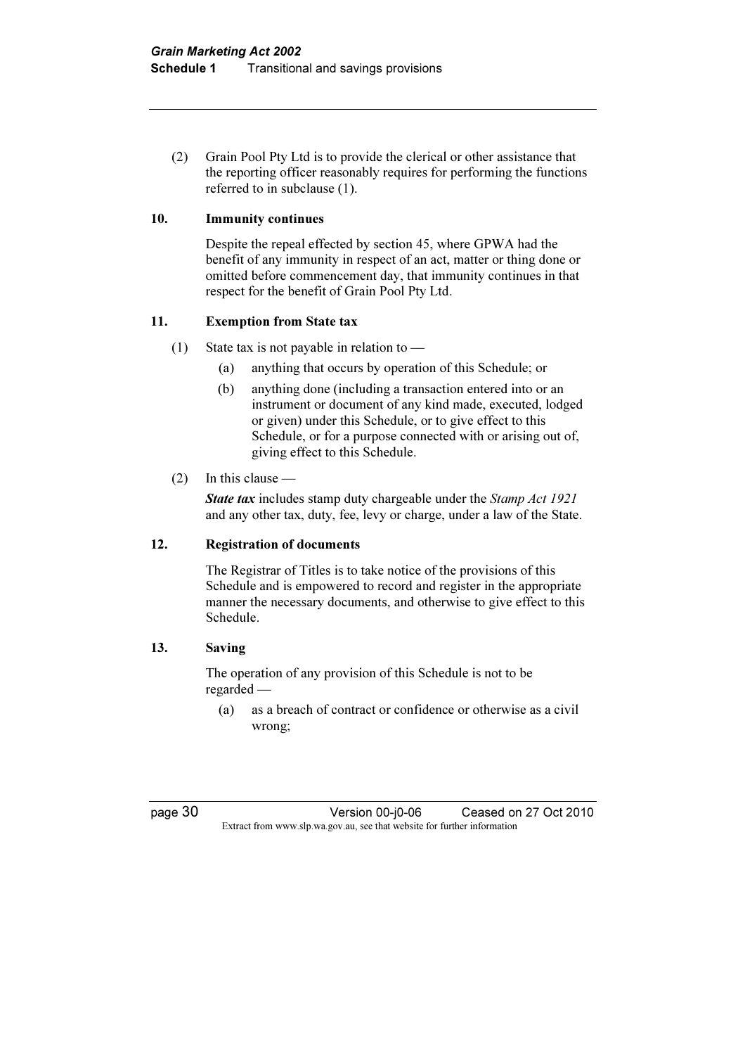(2) Grain Pool Pty Ltd is to provide the clerical or other assistance that the reporting officer reasonably requires for performing the functions referred to in subclause (1).

### 10. Immunity continues

Despite the repeal effected by section 45, where GPWA had the benefit of any immunity in respect of an act, matter or thing done or omitted before commencement day, that immunity continues in that respect for the benefit of Grain Pool Pty Ltd.

### 11. Exemption from State tax

(1) State tax is not payable in relation to —

(a) anything that occurs by operation of this Schedule; or

(b) anything done (including a transaction entered into or an instrument or document of any kind made, executed, lodged or given) under this Schedule, or to give effect to this Schedule, or for a purpose connected with or arising out of, giving effect to this Schedule.

(2) In this clause —

***State tax*** includes stamp duty chargeable under the *Stamp Act 1921* and any other tax, duty, fee, levy or charge, under a law of the State.

### 12. Registration of documents

The Registrar of Titles is to take notice of the provisions of this Schedule and is empowered to record and register in the appropriate manner the necessary documents, and otherwise to give effect to this Schedule.

### 13. Saving

The operation of any provision of this Schedule is not to be regarded —

(a) as a breach of contract or confidence or otherwise as a civil wrong;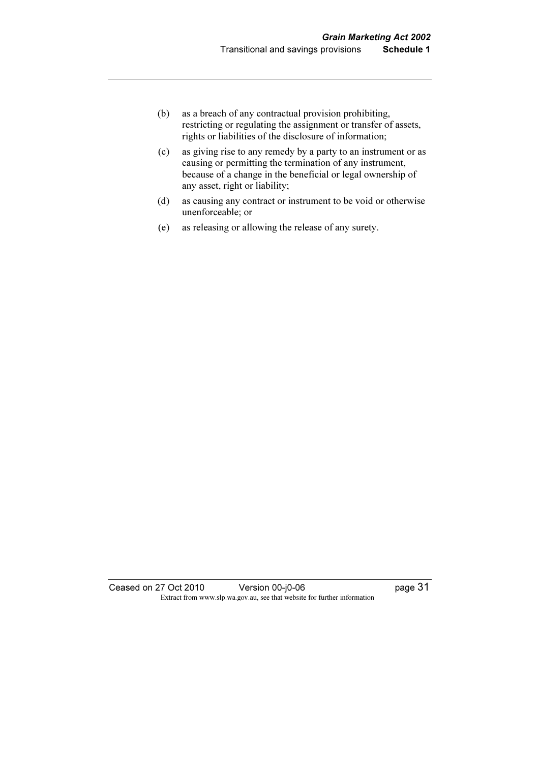(b) as a breach of any contractual provision prohibiting, restricting or regulating the assignment or transfer of assets, rights or liabilities of the disclosure of information;

(c) as giving rise to any remedy by a party to an instrument or as causing or permitting the termination of any instrument, because of a change in the beneficial or legal ownership of any asset, right or liability;

(d) as causing any contract or instrument to be void or otherwise unenforceable; or

(e) as releasing or allowing the release of any surety.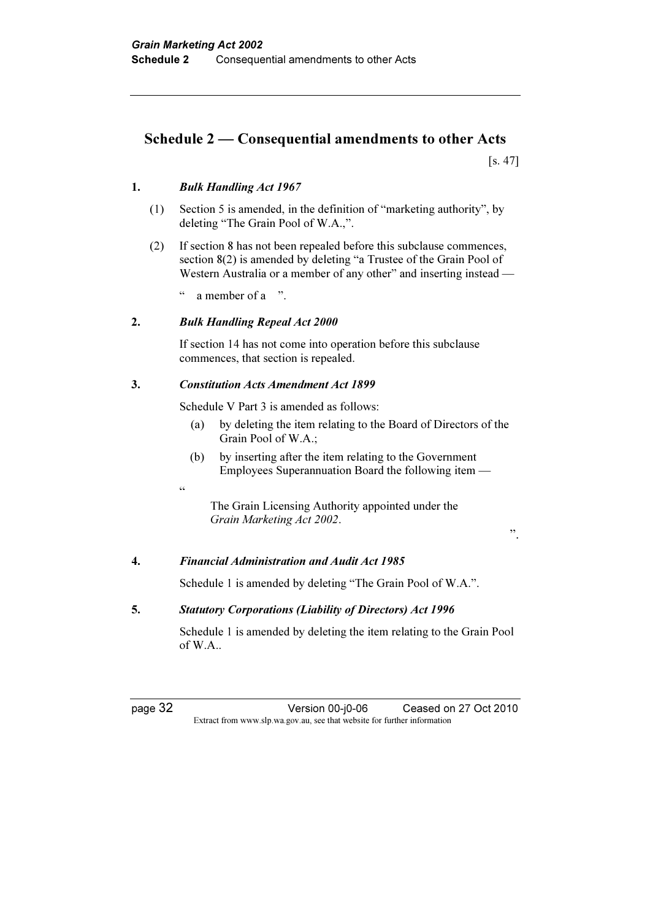## Schedule 2 — Consequential amendments to other Acts

[s. 47]

**1.** ***Bulk Handling Act 1967***

(1) Section 5 is amended, in the definition of "marketing authority", by deleting "The Grain Pool of W.A.,".

(2) If section 8 has not been repealed before this subclause commences, section 8(2) is amended by deleting "a Trustee of the Grain Pool of Western Australia or a member of any other" and inserting instead —

" a member of a ".

**2.** ***Bulk Handling Repeal Act 2000***

If section 14 has not come into operation before this subclause commences, that section is repealed.

**3.** ***Constitution Acts Amendment Act 1899***

Schedule V Part 3 is amended as follows:

(a) by deleting the item relating to the Board of Directors of the Grain Pool of W.A.;

(b) by inserting after the item relating to the Government Employees Superannuation Board the following item —

"

The Grain Licensing Authority appointed under the *Grain Marketing Act 2002*.

".

**4.** ***Financial Administration and Audit Act 1985***

Schedule 1 is amended by deleting "The Grain Pool of W.A.".

**5.** ***Statutory Corporations (Liability of Directors) Act 1996***

Schedule 1 is amended by deleting the item relating to the Grain Pool of W.A..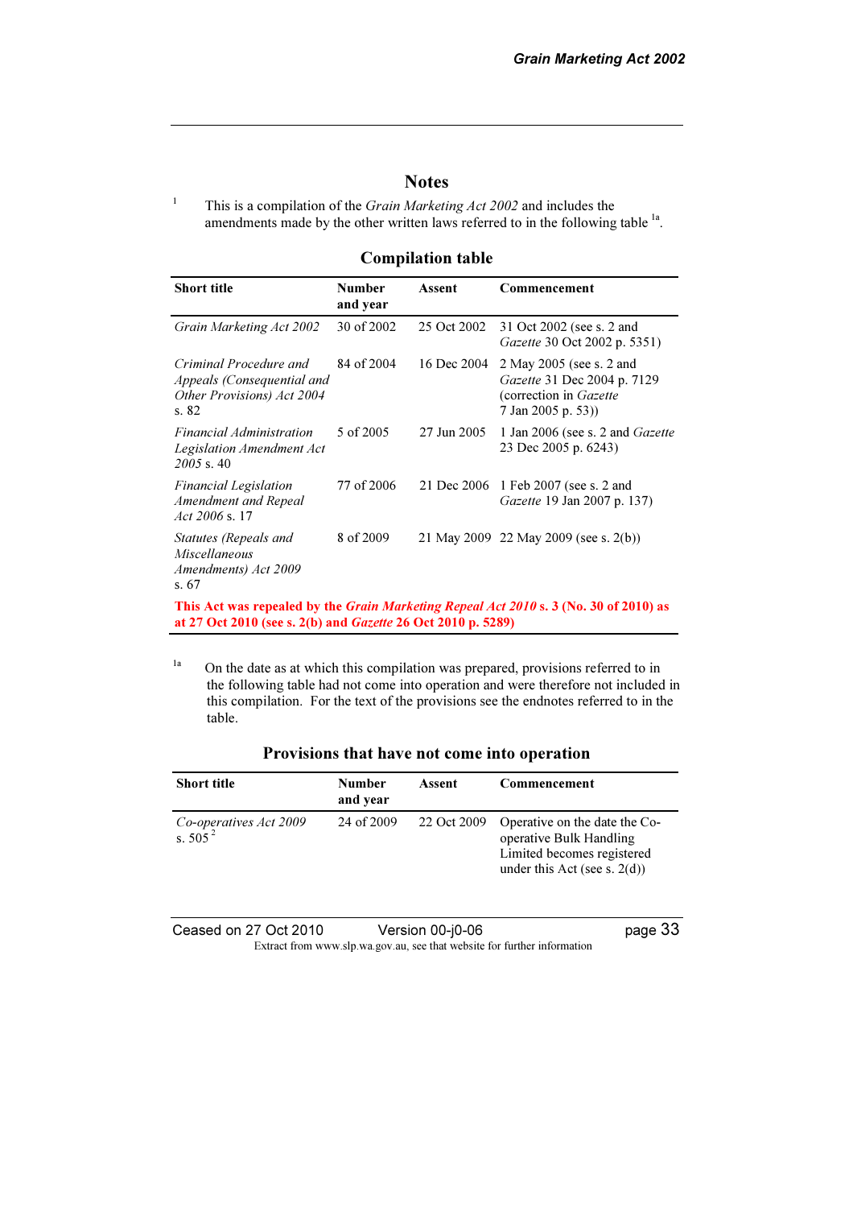## Notes

[1] This is a compilation of the *Grain Marketing Act 2002* and includes the amendments made by the other written laws referred to in the following table [1a].

### Compilation table

| Short title | Number and year | Assent | Commencement |
|---|---|---|---|
| *Grain Marketing Act 2002* | 30 of 2002 | 25 Oct 2002 | 31 Oct 2002 (see s. 2 and *Gazette* 30 Oct 2002 p. 5351) |
| *Criminal Procedure and Appeals (Consequential and Other Provisions) Act 2004* s. 82 | 84 of 2004 | 16 Dec 2004 | 2 May 2005 (see s. 2 and *Gazette* 31 Dec 2004 p. 7129 (correction in *Gazette* 7 Jan 2005 p. 53)) |
| *Financial Administration Legislation Amendment Act 2005* s. 40 | 5 of 2005 | 27 Jun 2005 | 1 Jan 2006 (see s. 2 and *Gazette* 23 Dec 2005 p. 6243) |
| *Financial Legislation Amendment and Repeal Act 2006* s. 17 | 77 of 2006 | 21 Dec 2006 | 1 Feb 2007 (see s. 2 and *Gazette* 19 Jan 2007 p. 137) |
| *Statutes (Repeals and Miscellaneous Amendments) Act 2009* s. 67 | 8 of 2009 | 21 May 2009 | 22 May 2009 (see s. 2(b)) |
| **This Act was repealed by the *Grain Marketing Repeal Act 2010* s. 3 (No. 30 of 2010) as at 27 Oct 2010 (see s. 2(b) and *Gazette* 26 Oct 2010 p. 5289)** | | | |

[1a] On the date as at which this compilation was prepared, provisions referred to in the following table had not come into operation and were therefore not included in this compilation. For the text of the provisions see the endnotes referred to in the table.

### Provisions that have not come into operation

| Short title | Number and year | Assent | Commencement |
|---|---|---|---|
| *Co-operatives Act 2009* s. 505 [2] | 24 of 2009 | 22 Oct 2009 | Operative on the date the Co-operative Bulk Handling Limited becomes registered under this Act (see s. 2(d)) |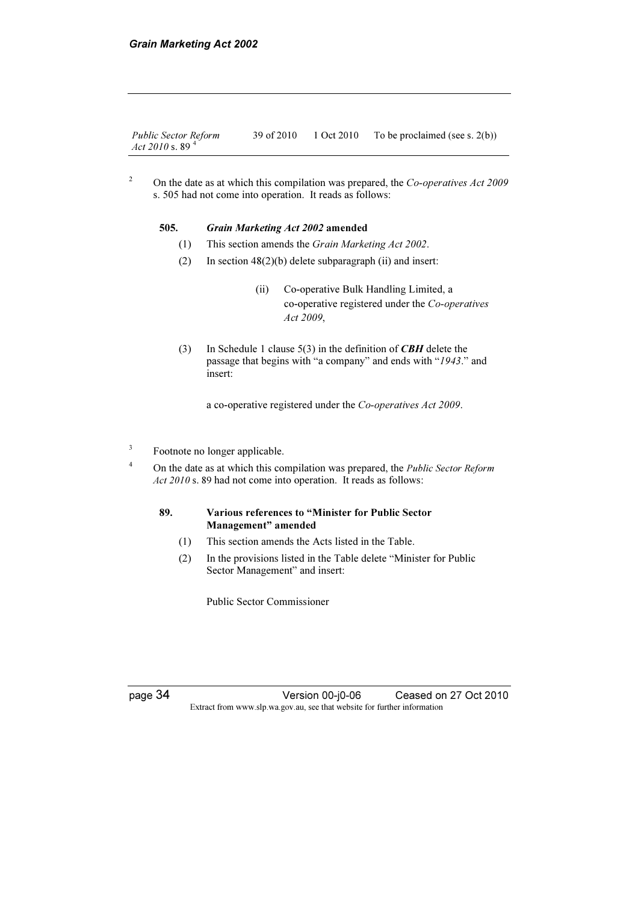| | | | |
|---|---|---|---|
| *Public Sector Reform Act 2010* s. 89 [4] | 39 of 2010 | 1 Oct 2010 | To be proclaimed (see s. 2(b)) |

[2] On the date as at which this compilation was prepared, the *Co-operatives Act 2009* s. 505 had not come into operation. It reads as follows:

**505. *Grain Marketing Act 2002* amended**

(1) This section amends the *Grain Marketing Act 2002*.

(2) In section 48(2)(b) delete subparagraph (ii) and insert:

> (ii) Co-operative Bulk Handling Limited, a co-operative registered under the *Co-operatives Act 2009*,

(3) In Schedule 1 clause 5(3) in the definition of ***CBH*** delete the passage that begins with "a company" and ends with "*1943*." and insert:

> a co-operative registered under the *Co-operatives Act 2009*.

[3] Footnote no longer applicable.

[4] On the date as at which this compilation was prepared, the *Public Sector Reform Act 2010* s. 89 had not come into operation. It reads as follows:

**89. Various references to "Minister for Public Sector Management" amended**

(1) This section amends the Acts listed in the Table.

(2) In the provisions listed in the Table delete "Minister for Public Sector Management" and insert:

> Public Sector Commissioner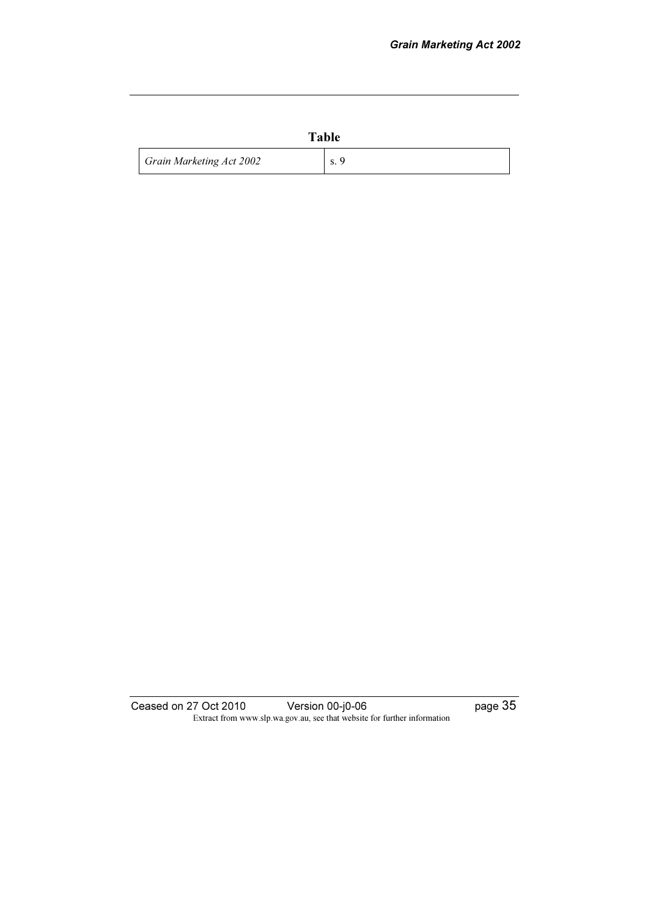**Table**

| *Grain Marketing Act 2002* | s. 9 |
|---|---|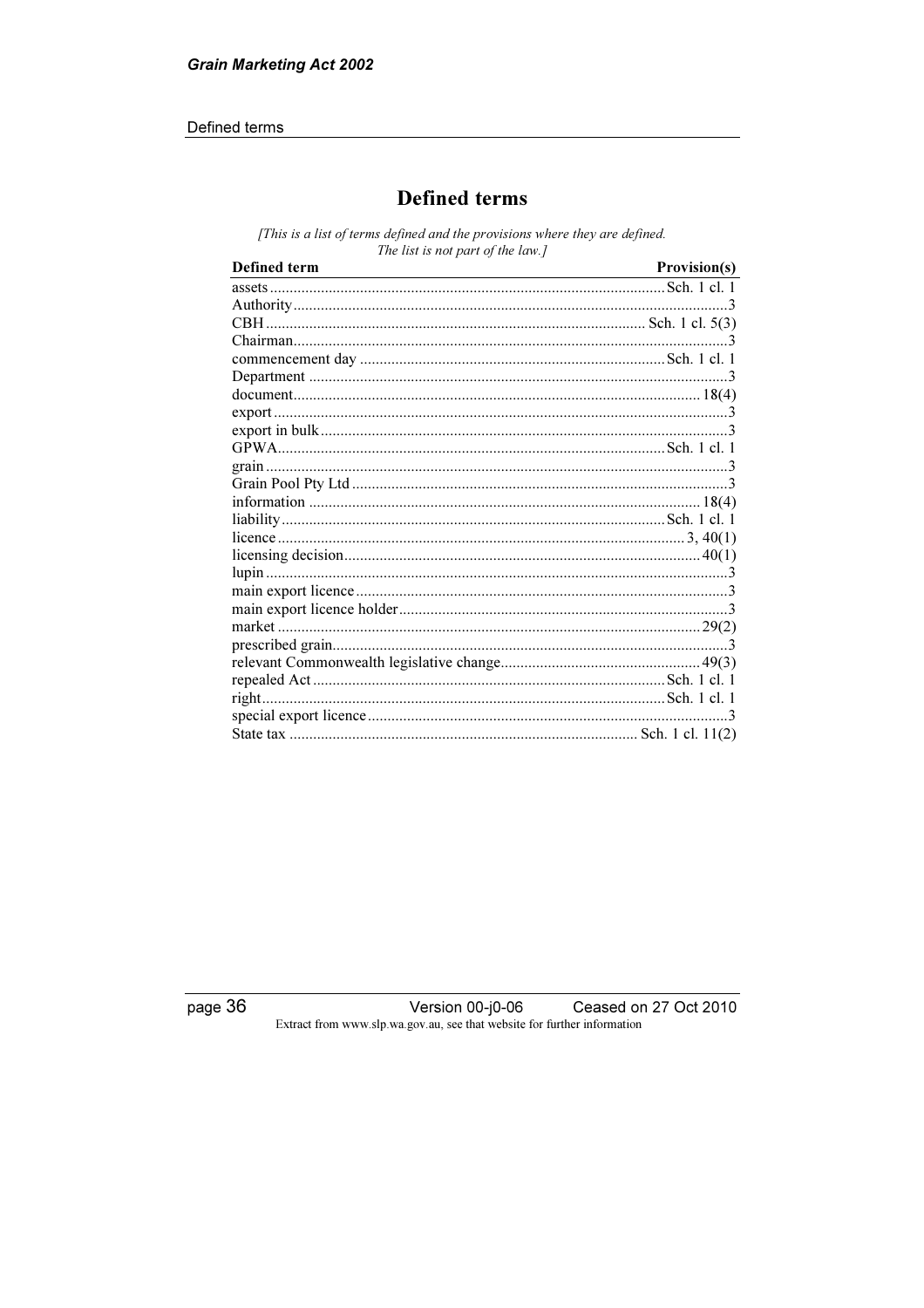# Defined terms

*[This is a list of terms defined and the provisions where they are defined. The list is not part of the law.]*

| Defined term | Provision(s) |
|---|---|
| assets | Sch. 1 cl. 1 |
| Authority | 3 |
| CBH | Sch. 1 cl. 5(3) |
| Chairman | 3 |
| commencement day | Sch. 1 cl. 1 |
| Department | 3 |
| document | 18(4) |
| export | 3 |
| export in bulk | 3 |
| GPWA | Sch. 1 cl. 1 |
| grain | 3 |
| Grain Pool Pty Ltd | 3 |
| information | 18(4) |
| liability | Sch. 1 cl. 1 |
| licence | 3, 40(1) |
| licensing decision | 40(1) |
| lupin | 3 |
| main export licence | 3 |
| main export licence holder | 3 |
| market | 29(2) |
| prescribed grain | 3 |
| relevant Commonwealth legislative change | 49(3) |
| repealed Act | Sch. 1 cl. 1 |
| right | Sch. 1 cl. 1 |
| special export licence | 3 |
| State tax | Sch. 1 cl. 11(2) |